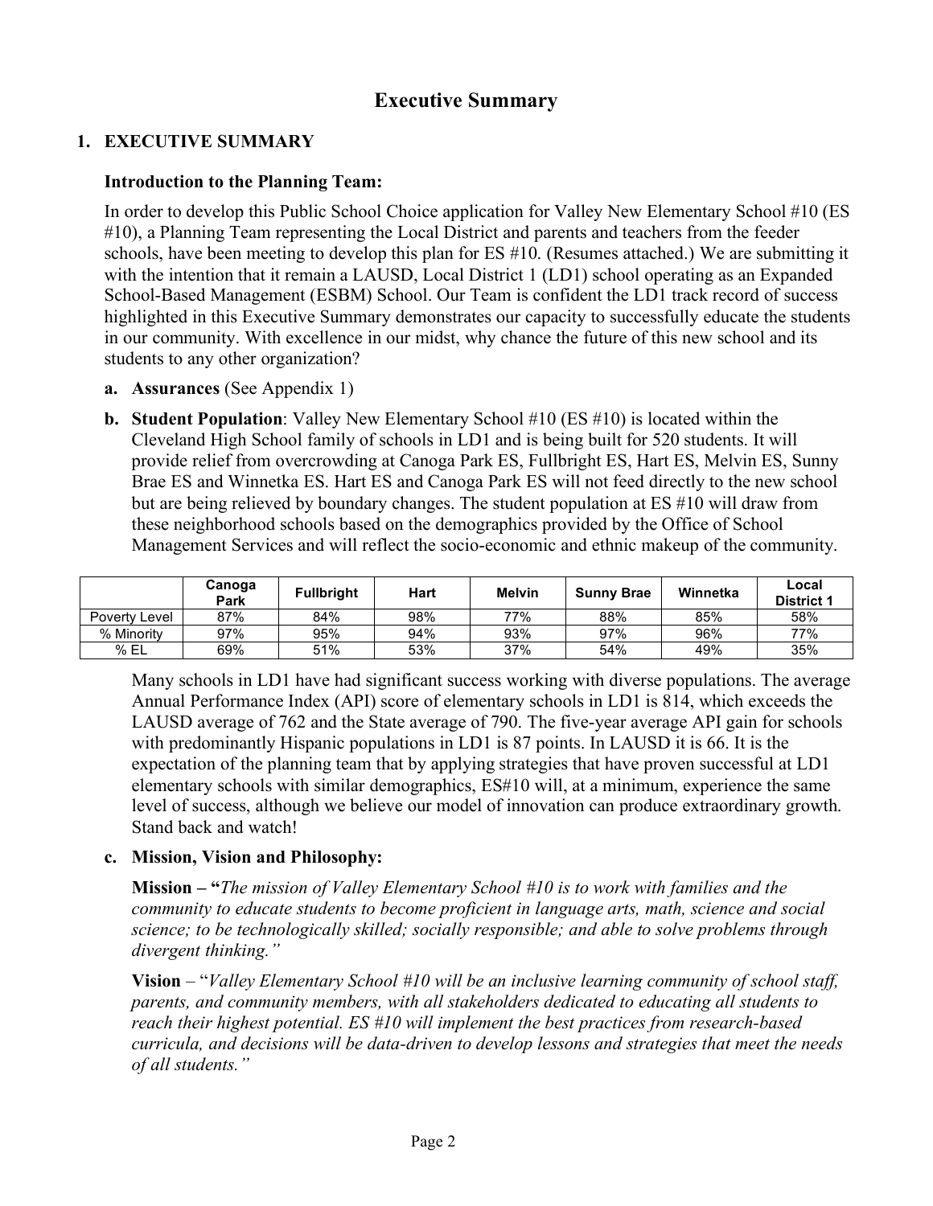# Executive Summary

## 1. EXECUTIVE SUMMARY

### Introduction to the Planning Team:

In order to develop this Public School Choice application for Valley New Elementary School #10 (ES #10), a Planning Team representing the Local District and parents and teachers from the feeder schools, have been meeting to develop this plan for ES #10. (Resumes attached.) We are submitting it with the intention that it remain a LAUSD, Local District 1 (LD1) school operating as an Expanded School-Based Management (ESBM) School. Our Team is confident the LD1 track record of success highlighted in this Executive Summary demonstrates our capacity to successfully educate the students in our community. With excellence in our midst, why chance the future of this new school and its students to any other organization?

**a. Assurances** (See Appendix 1)

**b. Student Population**: Valley New Elementary School #10 (ES #10) is located within the Cleveland High School family of schools in LD1 and is being built for 520 students. It will provide relief from overcrowding at Canoga Park ES, Fullbright ES, Hart ES, Melvin ES, Sunny Brae ES and Winnetka ES. Hart ES and Canoga Park ES will not feed directly to the new school but are being relieved by boundary changes. The student population at ES #10 will draw from these neighborhood schools based on the demographics provided by the Office of School Management Services and will reflect the socio-economic and ethnic makeup of the community.

| | Canoga Park | Fullbright | Hart | Melvin | Sunny Brae | Winnetka | Local District 1 |
|---|---|---|---|---|---|---|---|
| Poverty Level | 87% | 84% | 98% | 77% | 88% | 85% | 58% |
| % Minority | 97% | 95% | 94% | 93% | 97% | 96% | 77% |
| % EL | 69% | 51% | 53% | 37% | 54% | 49% | 35% |

Many schools in LD1 have had significant success working with diverse populations. The average Annual Performance Index (API) score of elementary schools in LD1 is 814, which exceeds the LAUSD average of 762 and the State average of 790. The five-year average API gain for schools with predominantly Hispanic populations in LD1 is 87 points. In LAUSD it is 66. It is the expectation of the planning team that by applying strategies that have proven successful at LD1 elementary schools with similar demographics, ES#10 will, at a minimum, experience the same level of success, although we believe our model of innovation can produce extraordinary growth. Stand back and watch!

**c. Mission, Vision and Philosophy:**

**Mission – "***The mission of Valley Elementary School #10 is to work with families and the community to educate students to become proficient in language arts, math, science and social science; to be technologically skilled; socially responsible; and able to solve problems through divergent thinking."*

**Vision** – "*Valley Elementary School #10 will be an inclusive learning community of school staff, parents, and community members, with all stakeholders dedicated to educating all students to reach their highest potential. ES #10 will implement the best practices from research-based curricula, and decisions will be data-driven to develop lessons and strategies that meet the needs of all students."*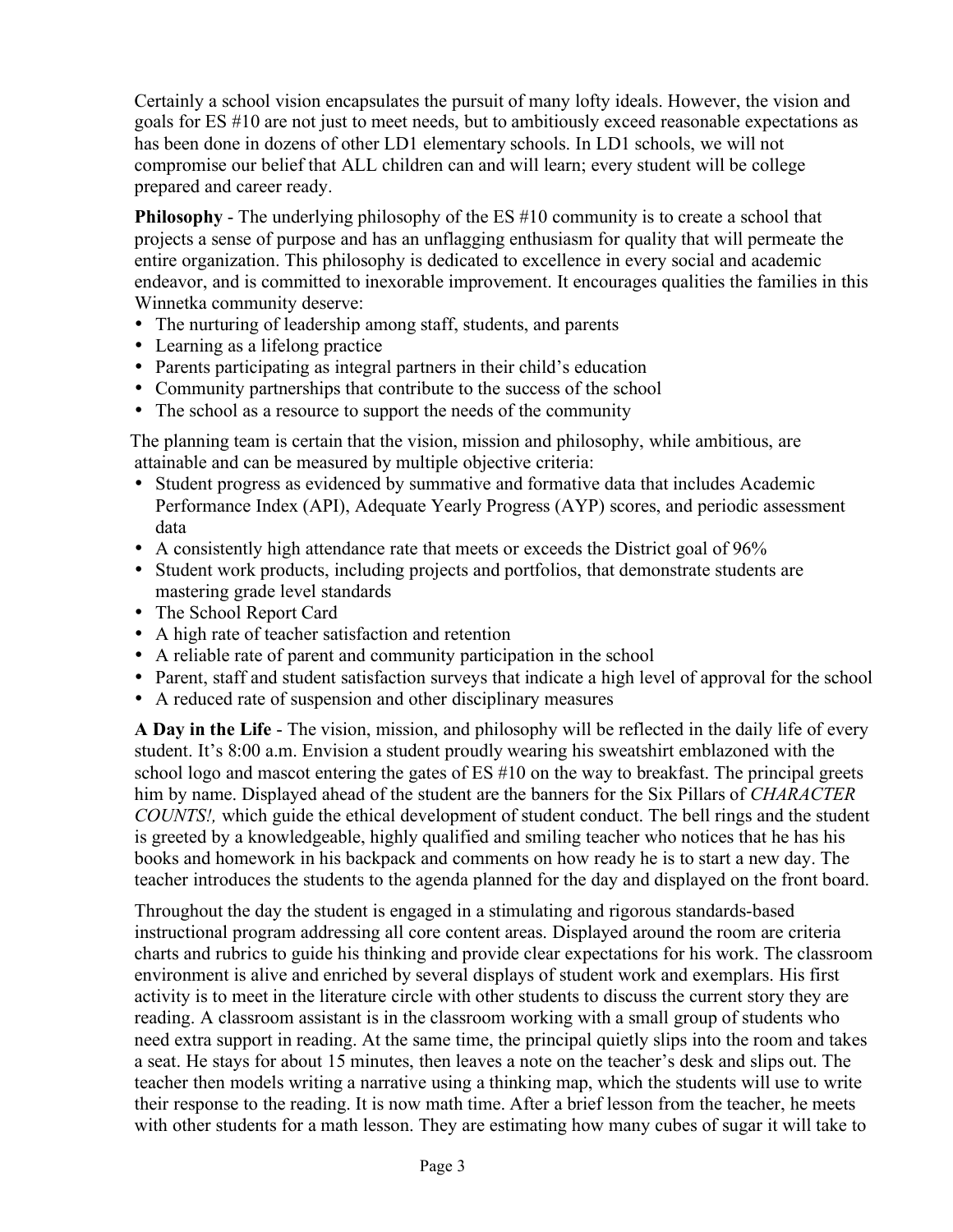Certainly a school vision encapsulates the pursuit of many lofty ideals. However, the vision and goals for ES #10 are not just to meet needs, but to ambitiously exceed reasonable expectations as has been done in dozens of other LD1 elementary schools. In LD1 schools, we will not compromise our belief that ALL children can and will learn; every student will be college prepared and career ready.

**Philosophy** - The underlying philosophy of the ES #10 community is to create a school that projects a sense of purpose and has an unflagging enthusiasm for quality that will permeate the entire organization. This philosophy is dedicated to excellence in every social and academic endeavor, and is committed to inexorable improvement. It encourages qualities the families in this Winnetka community deserve:

- The nurturing of leadership among staff, students, and parents
- Learning as a lifelong practice
- Parents participating as integral partners in their child's education
- Community partnerships that contribute to the success of the school
- The school as a resource to support the needs of the community

The planning team is certain that the vision, mission and philosophy, while ambitious, are attainable and can be measured by multiple objective criteria:

- Student progress as evidenced by summative and formative data that includes Academic Performance Index (API), Adequate Yearly Progress (AYP) scores, and periodic assessment data
- A consistently high attendance rate that meets or exceeds the District goal of 96%
- Student work products, including projects and portfolios, that demonstrate students are mastering grade level standards
- The School Report Card
- A high rate of teacher satisfaction and retention
- A reliable rate of parent and community participation in the school
- Parent, staff and student satisfaction surveys that indicate a high level of approval for the school
- A reduced rate of suspension and other disciplinary measures

**A Day in the Life** - The vision, mission, and philosophy will be reflected in the daily life of every student. It's 8:00 a.m. Envision a student proudly wearing his sweatshirt emblazoned with the school logo and mascot entering the gates of ES #10 on the way to breakfast. The principal greets him by name. Displayed ahead of the student are the banners for the Six Pillars of *CHARACTER COUNTS!,* which guide the ethical development of student conduct. The bell rings and the student is greeted by a knowledgeable, highly qualified and smiling teacher who notices that he has his books and homework in his backpack and comments on how ready he is to start a new day. The teacher introduces the students to the agenda planned for the day and displayed on the front board.

Throughout the day the student is engaged in a stimulating and rigorous standards-based instructional program addressing all core content areas. Displayed around the room are criteria charts and rubrics to guide his thinking and provide clear expectations for his work. The classroom environment is alive and enriched by several displays of student work and exemplars. His first activity is to meet in the literature circle with other students to discuss the current story they are reading. A classroom assistant is in the classroom working with a small group of students who need extra support in reading. At the same time, the principal quietly slips into the room and takes a seat. He stays for about 15 minutes, then leaves a note on the teacher's desk and slips out. The teacher then models writing a narrative using a thinking map, which the students will use to write their response to the reading. It is now math time. After a brief lesson from the teacher, he meets with other students for a math lesson. They are estimating how many cubes of sugar it will take to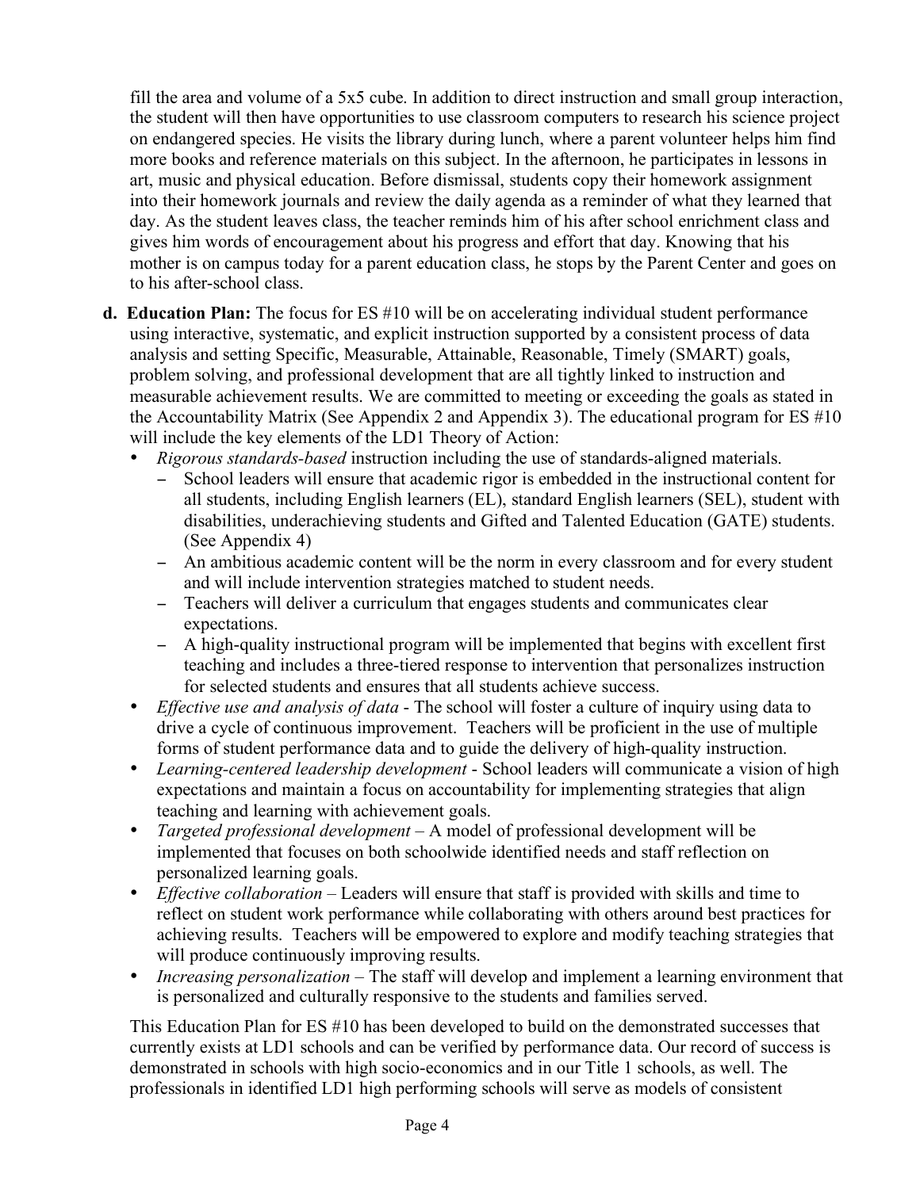fill the area and volume of a 5x5 cube. In addition to direct instruction and small group interaction, the student will then have opportunities to use classroom computers to research his science project on endangered species. He visits the library during lunch, where a parent volunteer helps him find more books and reference materials on this subject. In the afternoon, he participates in lessons in art, music and physical education. Before dismissal, students copy their homework assignment into their homework journals and review the daily agenda as a reminder of what they learned that day. As the student leaves class, the teacher reminds him of his after school enrichment class and gives him words of encouragement about his progress and effort that day. Knowing that his mother is on campus today for a parent education class, he stops by the Parent Center and goes on to his after-school class.

**d. Education Plan:** The focus for ES #10 will be on accelerating individual student performance using interactive, systematic, and explicit instruction supported by a consistent process of data analysis and setting Specific, Measurable, Attainable, Reasonable, Timely (SMART) goals, problem solving, and professional development that are all tightly linked to instruction and measurable achievement results. We are committed to meeting or exceeding the goals as stated in the Accountability Matrix (See Appendix 2 and Appendix 3). The educational program for ES #10 will include the key elements of the LD1 Theory of Action:

- *Rigorous standards-based* instruction including the use of standards-aligned materials.
  - School leaders will ensure that academic rigor is embedded in the instructional content for all students, including English learners (EL), standard English learners (SEL), student with disabilities, underachieving students and Gifted and Talented Education (GATE) students. (See Appendix 4)
  - An ambitious academic content will be the norm in every classroom and for every student and will include intervention strategies matched to student needs.
  - Teachers will deliver a curriculum that engages students and communicates clear expectations.
  - A high-quality instructional program will be implemented that begins with excellent first teaching and includes a three-tiered response to intervention that personalizes instruction for selected students and ensures that all students achieve success.
- *Effective use and analysis of data* - The school will foster a culture of inquiry using data to drive a cycle of continuous improvement. Teachers will be proficient in the use of multiple forms of student performance data and to guide the delivery of high-quality instruction.
- *Learning-centered leadership development* - School leaders will communicate a vision of high expectations and maintain a focus on accountability for implementing strategies that align teaching and learning with achievement goals.
- *Targeted professional development* – A model of professional development will be implemented that focuses on both schoolwide identified needs and staff reflection on personalized learning goals.
- *Effective collaboration* – Leaders will ensure that staff is provided with skills and time to reflect on student work performance while collaborating with others around best practices for achieving results. Teachers will be empowered to explore and modify teaching strategies that will produce continuously improving results.
- *Increasing personalization* – The staff will develop and implement a learning environment that is personalized and culturally responsive to the students and families served.

This Education Plan for ES #10 has been developed to build on the demonstrated successes that currently exists at LD1 schools and can be verified by performance data. Our record of success is demonstrated in schools with high socio-economics and in our Title 1 schools, as well. The professionals in identified LD1 high performing schools will serve as models of consistent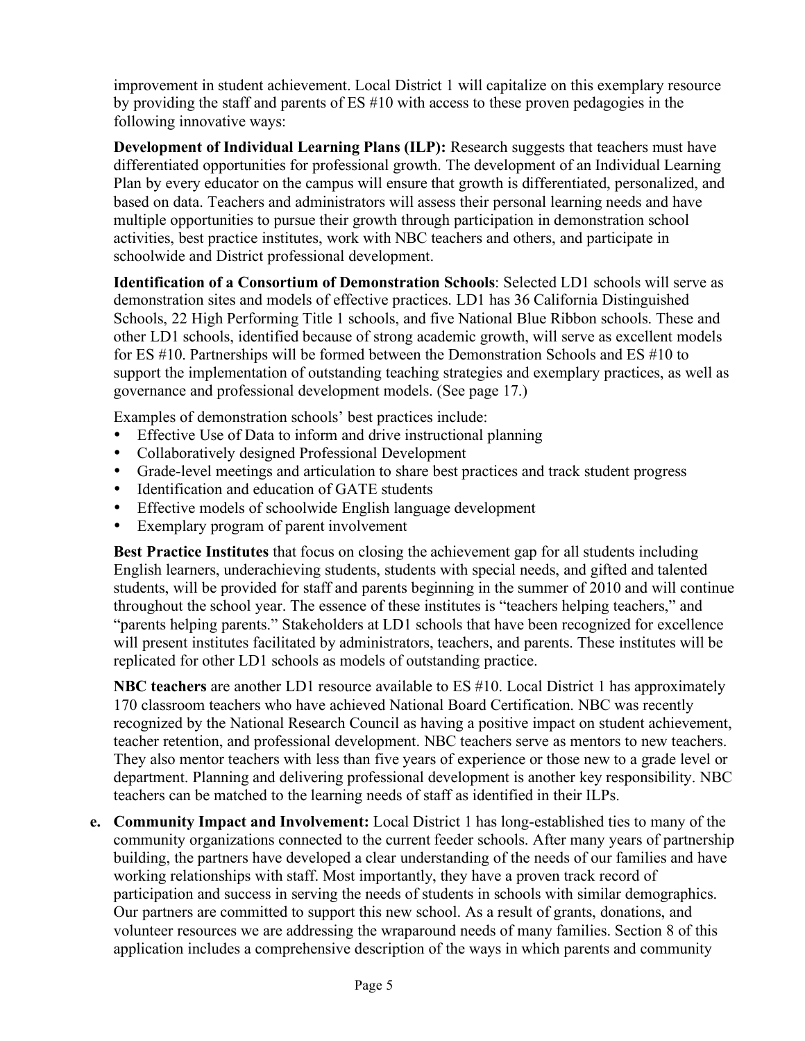improvement in student achievement. Local District 1 will capitalize on this exemplary resource by providing the staff and parents of ES #10 with access to these proven pedagogies in the following innovative ways:

**Development of Individual Learning Plans (ILP):** Research suggests that teachers must have differentiated opportunities for professional growth. The development of an Individual Learning Plan by every educator on the campus will ensure that growth is differentiated, personalized, and based on data. Teachers and administrators will assess their personal learning needs and have multiple opportunities to pursue their growth through participation in demonstration school activities, best practice institutes, work with NBC teachers and others, and participate in schoolwide and District professional development.

**Identification of a Consortium of Demonstration Schools**: Selected LD1 schools will serve as demonstration sites and models of effective practices. LD1 has 36 California Distinguished Schools, 22 High Performing Title 1 schools, and five National Blue Ribbon schools. These and other LD1 schools, identified because of strong academic growth, will serve as excellent models for ES #10. Partnerships will be formed between the Demonstration Schools and ES #10 to support the implementation of outstanding teaching strategies and exemplary practices, as well as governance and professional development models. (See page 17.)

Examples of demonstration schools' best practices include:

- Effective Use of Data to inform and drive instructional planning
- Collaboratively designed Professional Development
- Grade-level meetings and articulation to share best practices and track student progress
- Identification and education of GATE students
- Effective models of schoolwide English language development
- Exemplary program of parent involvement

**Best Practice Institutes** that focus on closing the achievement gap for all students including English learners, underachieving students, students with special needs, and gifted and talented students, will be provided for staff and parents beginning in the summer of 2010 and will continue throughout the school year. The essence of these institutes is "teachers helping teachers," and "parents helping parents." Stakeholders at LD1 schools that have been recognized for excellence will present institutes facilitated by administrators, teachers, and parents. These institutes will be replicated for other LD1 schools as models of outstanding practice.

**NBC teachers** are another LD1 resource available to ES #10. Local District 1 has approximately 170 classroom teachers who have achieved National Board Certification. NBC was recently recognized by the National Research Council as having a positive impact on student achievement, teacher retention, and professional development. NBC teachers serve as mentors to new teachers. They also mentor teachers with less than five years of experience or those new to a grade level or department. Planning and delivering professional development is another key responsibility. NBC teachers can be matched to the learning needs of staff as identified in their ILPs.

**e. Community Impact and Involvement:** Local District 1 has long-established ties to many of the community organizations connected to the current feeder schools. After many years of partnership building, the partners have developed a clear understanding of the needs of our families and have working relationships with staff. Most importantly, they have a proven track record of participation and success in serving the needs of students in schools with similar demographics. Our partners are committed to support this new school. As a result of grants, donations, and volunteer resources we are addressing the wraparound needs of many families. Section 8 of this application includes a comprehensive description of the ways in which parents and community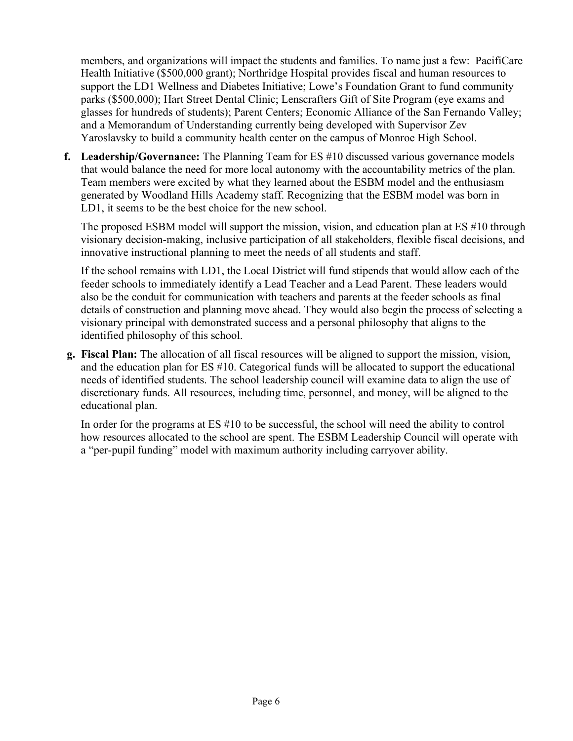members, and organizations will impact the students and families. To name just a few: PacifiCare Health Initiative ($500,000 grant); Northridge Hospital provides fiscal and human resources to support the LD1 Wellness and Diabetes Initiative; Lowe's Foundation Grant to fund community parks ($500,000); Hart Street Dental Clinic; Lenscrafters Gift of Site Program (eye exams and glasses for hundreds of students); Parent Centers; Economic Alliance of the San Fernando Valley; and a Memorandum of Understanding currently being developed with Supervisor Zev Yaroslavsky to build a community health center on the campus of Monroe High School.

f. **Leadership/Governance:** The Planning Team for ES #10 discussed various governance models that would balance the need for more local autonomy with the accountability metrics of the plan. Team members were excited by what they learned about the ESBM model and the enthusiasm generated by Woodland Hills Academy staff. Recognizing that the ESBM model was born in LD1, it seems to be the best choice for the new school.

   The proposed ESBM model will support the mission, vision, and education plan at ES #10 through visionary decision-making, inclusive participation of all stakeholders, flexible fiscal decisions, and innovative instructional planning to meet the needs of all students and staff.

   If the school remains with LD1, the Local District will fund stipends that would allow each of the feeder schools to immediately identify a Lead Teacher and a Lead Parent. These leaders would also be the conduit for communication with teachers and parents at the feeder schools as final details of construction and planning move ahead. They would also begin the process of selecting a visionary principal with demonstrated success and a personal philosophy that aligns to the identified philosophy of this school.

g. **Fiscal Plan:** The allocation of all fiscal resources will be aligned to support the mission, vision, and the education plan for ES #10. Categorical funds will be allocated to support the educational needs of identified students. The school leadership council will examine data to align the use of discretionary funds. All resources, including time, personnel, and money, will be aligned to the educational plan.

   In order for the programs at ES #10 to be successful, the school will need the ability to control how resources allocated to the school are spent. The ESBM Leadership Council will operate with a "per-pupil funding" model with maximum authority including carryover ability.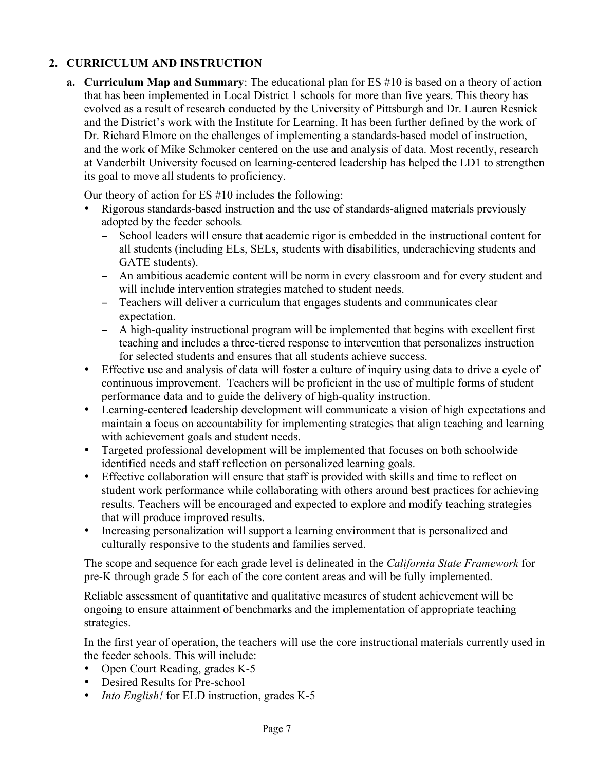## 2. CURRICULUM AND INSTRUCTION

**a. Curriculum Map and Summary**: The educational plan for ES #10 is based on a theory of action that has been implemented in Local District 1 schools for more than five years. This theory has evolved as a result of research conducted by the University of Pittsburgh and Dr. Lauren Resnick and the District's work with the Institute for Learning. It has been further defined by the work of Dr. Richard Elmore on the challenges of implementing a standards-based model of instruction, and the work of Mike Schmoker centered on the use and analysis of data. Most recently, research at Vanderbilt University focused on learning-centered leadership has helped the LD1 to strengthen its goal to move all students to proficiency.

Our theory of action for ES #10 includes the following:

- Rigorous standards-based instruction and the use of standards-aligned materials previously adopted by the feeder schools.
  - School leaders will ensure that academic rigor is embedded in the instructional content for all students (including ELs, SELs, students with disabilities, underachieving students and GATE students).
  - An ambitious academic content will be norm in every classroom and for every student and will include intervention strategies matched to student needs.
  - Teachers will deliver a curriculum that engages students and communicates clear expectation.
  - A high-quality instructional program will be implemented that begins with excellent first teaching and includes a three-tiered response to intervention that personalizes instruction for selected students and ensures that all students achieve success.
- Effective use and analysis of data will foster a culture of inquiry using data to drive a cycle of continuous improvement. Teachers will be proficient in the use of multiple forms of student performance data and to guide the delivery of high-quality instruction.
- Learning-centered leadership development will communicate a vision of high expectations and maintain a focus on accountability for implementing strategies that align teaching and learning with achievement goals and student needs.
- Targeted professional development will be implemented that focuses on both schoolwide identified needs and staff reflection on personalized learning goals.
- Effective collaboration will ensure that staff is provided with skills and time to reflect on student work performance while collaborating with others around best practices for achieving results. Teachers will be encouraged and expected to explore and modify teaching strategies that will produce improved results.
- Increasing personalization will support a learning environment that is personalized and culturally responsive to the students and families served.

The scope and sequence for each grade level is delineated in the *California State Framework* for pre-K through grade 5 for each of the core content areas and will be fully implemented.

Reliable assessment of quantitative and qualitative measures of student achievement will be ongoing to ensure attainment of benchmarks and the implementation of appropriate teaching strategies.

In the first year of operation, the teachers will use the core instructional materials currently used in the feeder schools. This will include:

- Open Court Reading, grades K-5
- Desired Results for Pre-school
- *Into English!* for ELD instruction, grades K-5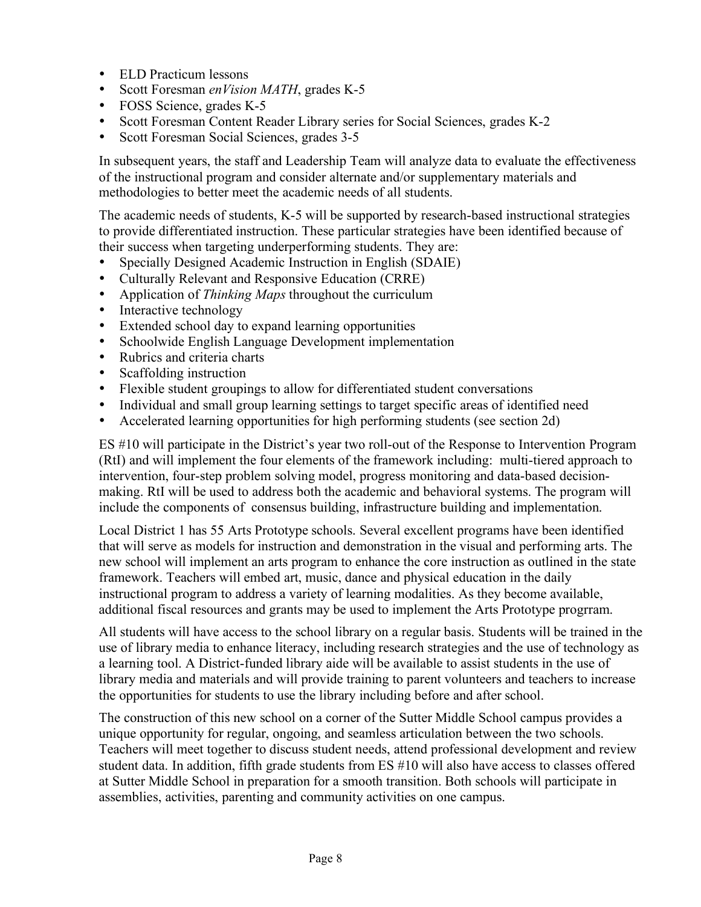- ELD Practicum lessons
- Scott Foresman *enVision MATH*, grades K-5
- FOSS Science, grades K-5
- Scott Foresman Content Reader Library series for Social Sciences, grades K-2
- Scott Foresman Social Sciences, grades 3-5

In subsequent years, the staff and Leadership Team will analyze data to evaluate the effectiveness of the instructional program and consider alternate and/or supplementary materials and methodologies to better meet the academic needs of all students.

The academic needs of students, K-5 will be supported by research-based instructional strategies to provide differentiated instruction. These particular strategies have been identified because of their success when targeting underperforming students. They are:

- Specially Designed Academic Instruction in English (SDAIE)
- Culturally Relevant and Responsive Education (CRRE)
- Application of *Thinking Maps* throughout the curriculum
- Interactive technology
- Extended school day to expand learning opportunities
- Schoolwide English Language Development implementation
- Rubrics and criteria charts
- Scaffolding instruction
- Flexible student groupings to allow for differentiated student conversations
- Individual and small group learning settings to target specific areas of identified need
- Accelerated learning opportunities for high performing students (see section 2d)

ES #10 will participate in the District's year two roll-out of the Response to Intervention Program (RtI) and will implement the four elements of the framework including: multi-tiered approach to intervention, four-step problem solving model, progress monitoring and data-based decision-making. RtI will be used to address both the academic and behavioral systems. The program will include the components of consensus building, infrastructure building and implementation.

Local District 1 has 55 Arts Prototype schools. Several excellent programs have been identified that will serve as models for instruction and demonstration in the visual and performing arts. The new school will implement an arts program to enhance the core instruction as outlined in the state framework. Teachers will embed art, music, dance and physical education in the daily instructional program to address a variety of learning modalities. As they become available, additional fiscal resources and grants may be used to implement the Arts Prototype progrram.

All students will have access to the school library on a regular basis. Students will be trained in the use of library media to enhance literacy, including research strategies and the use of technology as a learning tool. A District-funded library aide will be available to assist students in the use of library media and materials and will provide training to parent volunteers and teachers to increase the opportunities for students to use the library including before and after school.

The construction of this new school on a corner of the Sutter Middle School campus provides a unique opportunity for regular, ongoing, and seamless articulation between the two schools. Teachers will meet together to discuss student needs, attend professional development and review student data. In addition, fifth grade students from ES #10 will also have access to classes offered at Sutter Middle School in preparation for a smooth transition. Both schools will participate in assemblies, activities, parenting and community activities on one campus.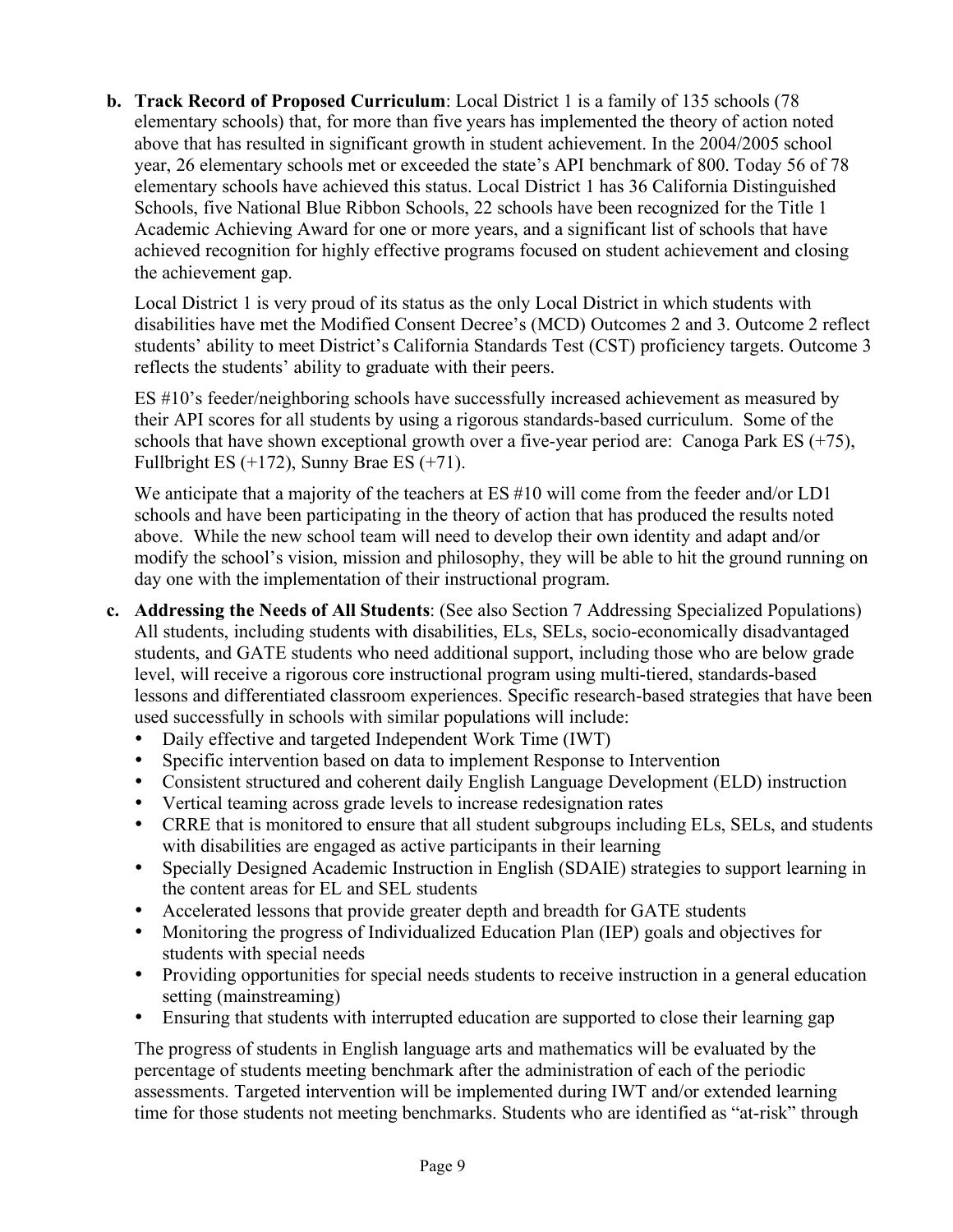**b. Track Record of Proposed Curriculum**: Local District 1 is a family of 135 schools (78 elementary schools) that, for more than five years has implemented the theory of action noted above that has resulted in significant growth in student achievement. In the 2004/2005 school year, 26 elementary schools met or exceeded the state's API benchmark of 800. Today 56 of 78 elementary schools have achieved this status. Local District 1 has 36 California Distinguished Schools, five National Blue Ribbon Schools, 22 schools have been recognized for the Title 1 Academic Achieving Award for one or more years, and a significant list of schools that have achieved recognition for highly effective programs focused on student achievement and closing the achievement gap.

Local District 1 is very proud of its status as the only Local District in which students with disabilities have met the Modified Consent Decree's (MCD) Outcomes 2 and 3. Outcome 2 reflect students' ability to meet District's California Standards Test (CST) proficiency targets. Outcome 3 reflects the students' ability to graduate with their peers.

ES #10's feeder/neighboring schools have successfully increased achievement as measured by their API scores for all students by using a rigorous standards-based curriculum. Some of the schools that have shown exceptional growth over a five-year period are: Canoga Park ES (+75), Fullbright ES (+172), Sunny Brae ES (+71).

We anticipate that a majority of the teachers at ES #10 will come from the feeder and/or LD1 schools and have been participating in the theory of action that has produced the results noted above. While the new school team will need to develop their own identity and adapt and/or modify the school's vision, mission and philosophy, they will be able to hit the ground running on day one with the implementation of their instructional program.

**c. Addressing the Needs of All Students**: (See also Section 7 Addressing Specialized Populations) All students, including students with disabilities, ELs, SELs, socio-economically disadvantaged students, and GATE students who need additional support, including those who are below grade level, will receive a rigorous core instructional program using multi-tiered, standards-based lessons and differentiated classroom experiences. Specific research-based strategies that have been used successfully in schools with similar populations will include:

- Daily effective and targeted Independent Work Time (IWT)
- Specific intervention based on data to implement Response to Intervention
- Consistent structured and coherent daily English Language Development (ELD) instruction
- Vertical teaming across grade levels to increase redesignation rates
- CRRE that is monitored to ensure that all student subgroups including ELs, SELs, and students with disabilities are engaged as active participants in their learning
- Specially Designed Academic Instruction in English (SDAIE) strategies to support learning in the content areas for EL and SEL students
- Accelerated lessons that provide greater depth and breadth for GATE students
- Monitoring the progress of Individualized Education Plan (IEP) goals and objectives for students with special needs
- Providing opportunities for special needs students to receive instruction in a general education setting (mainstreaming)
- Ensuring that students with interrupted education are supported to close their learning gap

The progress of students in English language arts and mathematics will be evaluated by the percentage of students meeting benchmark after the administration of each of the periodic assessments. Targeted intervention will be implemented during IWT and/or extended learning time for those students not meeting benchmarks. Students who are identified as "at-risk" through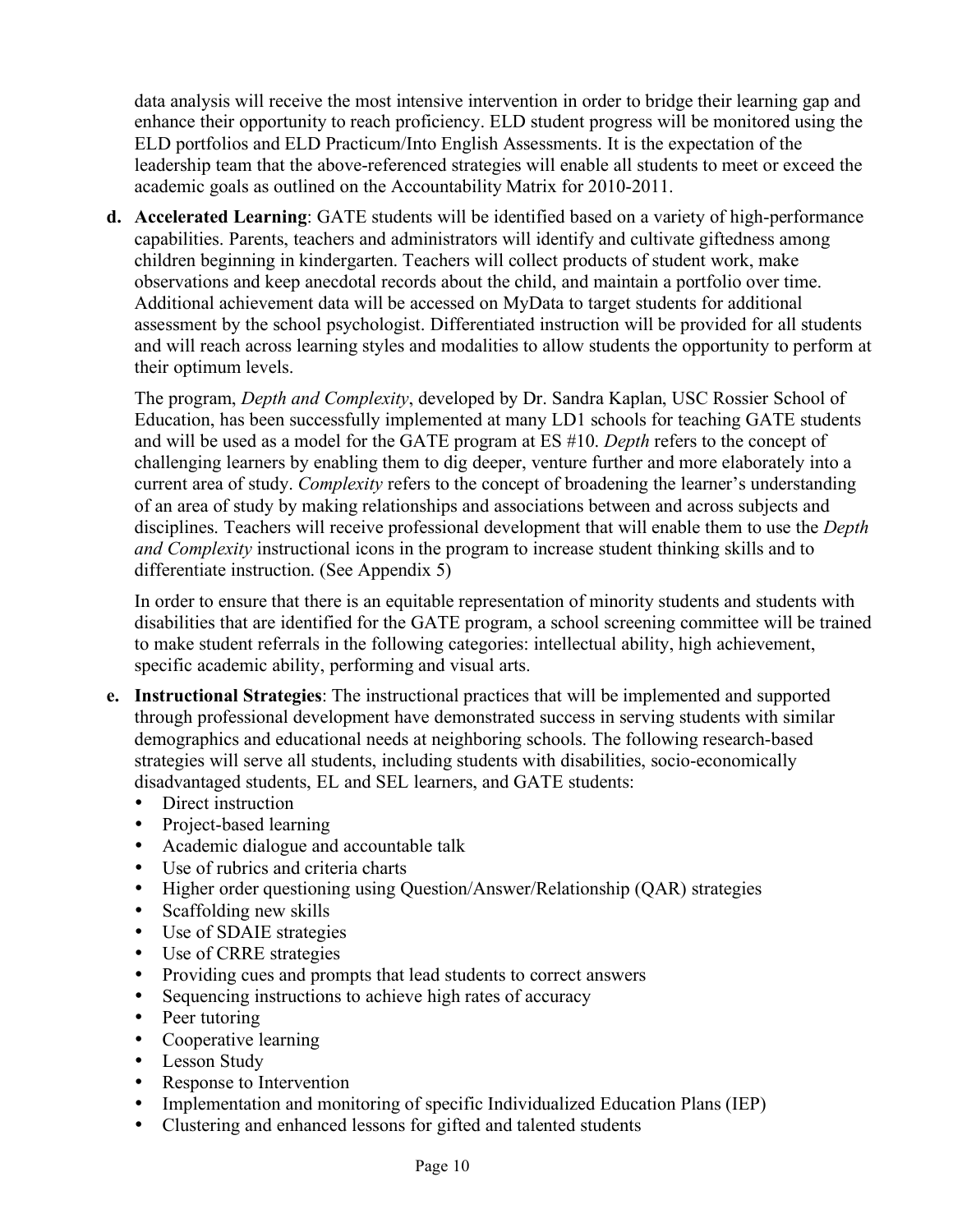data analysis will receive the most intensive intervention in order to bridge their learning gap and enhance their opportunity to reach proficiency. ELD student progress will be monitored using the ELD portfolios and ELD Practicum/Into English Assessments. It is the expectation of the leadership team that the above-referenced strategies will enable all students to meet or exceed the academic goals as outlined on the Accountability Matrix for 2010-2011.

**d. Accelerated Learning**: GATE students will be identified based on a variety of high-performance capabilities. Parents, teachers and administrators will identify and cultivate giftedness among children beginning in kindergarten. Teachers will collect products of student work, make observations and keep anecdotal records about the child, and maintain a portfolio over time. Additional achievement data will be accessed on MyData to target students for additional assessment by the school psychologist. Differentiated instruction will be provided for all students and will reach across learning styles and modalities to allow students the opportunity to perform at their optimum levels.

The program, *Depth and Complexity*, developed by Dr. Sandra Kaplan, USC Rossier School of Education, has been successfully implemented at many LD1 schools for teaching GATE students and will be used as a model for the GATE program at ES #10. *Depth* refers to the concept of challenging learners by enabling them to dig deeper, venture further and more elaborately into a current area of study. *Complexity* refers to the concept of broadening the learner's understanding of an area of study by making relationships and associations between and across subjects and disciplines. Teachers will receive professional development that will enable them to use the *Depth and Complexity* instructional icons in the program to increase student thinking skills and to differentiate instruction. (See Appendix 5)

In order to ensure that there is an equitable representation of minority students and students with disabilities that are identified for the GATE program, a school screening committee will be trained to make student referrals in the following categories: intellectual ability, high achievement, specific academic ability, performing and visual arts.

**e. Instructional Strategies**: The instructional practices that will be implemented and supported through professional development have demonstrated success in serving students with similar demographics and educational needs at neighboring schools. The following research-based strategies will serve all students, including students with disabilities, socio-economically disadvantaged students, EL and SEL learners, and GATE students:

- Direct instruction
- Project-based learning
- Academic dialogue and accountable talk
- Use of rubrics and criteria charts
- Higher order questioning using Question/Answer/Relationship (QAR) strategies
- Scaffolding new skills
- Use of SDAIE strategies
- Use of CRRE strategies
- Providing cues and prompts that lead students to correct answers
- Sequencing instructions to achieve high rates of accuracy
- Peer tutoring
- Cooperative learning
- Lesson Study
- Response to Intervention
- Implementation and monitoring of specific Individualized Education Plans (IEP)
- Clustering and enhanced lessons for gifted and talented students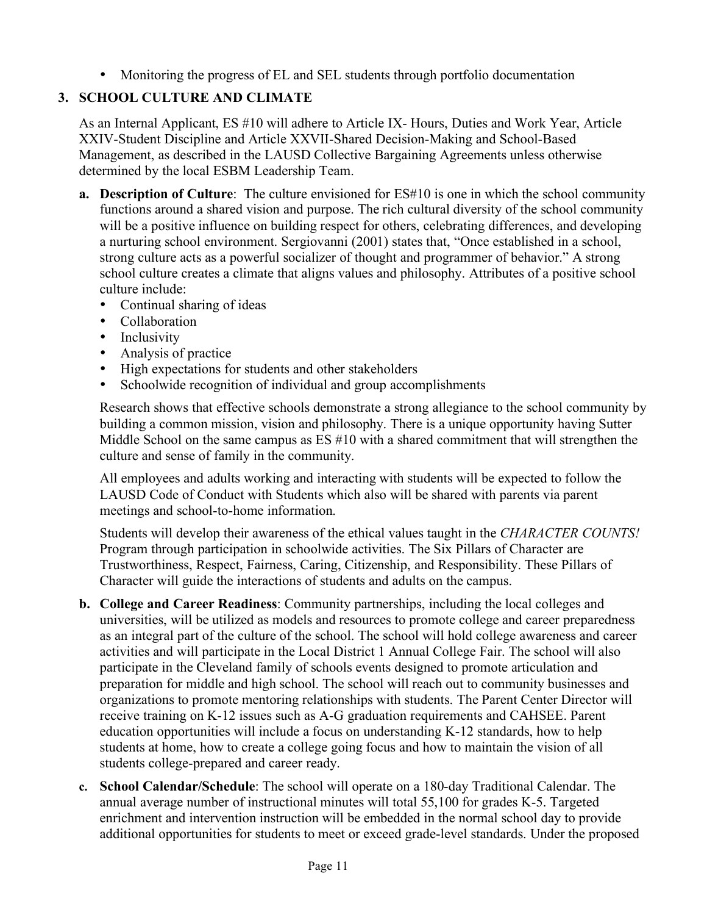- Monitoring the progress of EL and SEL students through portfolio documentation

## 3. SCHOOL CULTURE AND CLIMATE

As an Internal Applicant, ES #10 will adhere to Article IX- Hours, Duties and Work Year, Article XXIV-Student Discipline and Article XXVII-Shared Decision-Making and School-Based Management, as described in the LAUSD Collective Bargaining Agreements unless otherwise determined by the local ESBM Leadership Team.

**a. Description of Culture**: The culture envisioned for ES#10 is one in which the school community functions around a shared vision and purpose. The rich cultural diversity of the school community will be a positive influence on building respect for others, celebrating differences, and developing a nurturing school environment. Sergiovanni (2001) states that, "Once established in a school, strong culture acts as a powerful socializer of thought and programmer of behavior." A strong school culture creates a climate that aligns values and philosophy. Attributes of a positive school culture include:

- Continual sharing of ideas
- Collaboration
- Inclusivity
- Analysis of practice
- High expectations for students and other stakeholders
- Schoolwide recognition of individual and group accomplishments

Research shows that effective schools demonstrate a strong allegiance to the school community by building a common mission, vision and philosophy. There is a unique opportunity having Sutter Middle School on the same campus as ES #10 with a shared commitment that will strengthen the culture and sense of family in the community.

All employees and adults working and interacting with students will be expected to follow the LAUSD Code of Conduct with Students which also will be shared with parents via parent meetings and school-to-home information.

Students will develop their awareness of the ethical values taught in the *CHARACTER COUNTS!* Program through participation in schoolwide activities. The Six Pillars of Character are Trustworthiness, Respect, Fairness, Caring, Citizenship, and Responsibility. These Pillars of Character will guide the interactions of students and adults on the campus.

**b. College and Career Readiness**: Community partnerships, including the local colleges and universities, will be utilized as models and resources to promote college and career preparedness as an integral part of the culture of the school. The school will hold college awareness and career activities and will participate in the Local District 1 Annual College Fair. The school will also participate in the Cleveland family of schools events designed to promote articulation and preparation for middle and high school. The school will reach out to community businesses and organizations to promote mentoring relationships with students. The Parent Center Director will receive training on K-12 issues such as A-G graduation requirements and CAHSEE. Parent education opportunities will include a focus on understanding K-12 standards, how to help students at home, how to create a college going focus and how to maintain the vision of all students college-prepared and career ready.

**c. School Calendar/Schedule**: The school will operate on a 180-day Traditional Calendar. The annual average number of instructional minutes will total 55,100 for grades K-5. Targeted enrichment and intervention instruction will be embedded in the normal school day to provide additional opportunities for students to meet or exceed grade-level standards. Under the proposed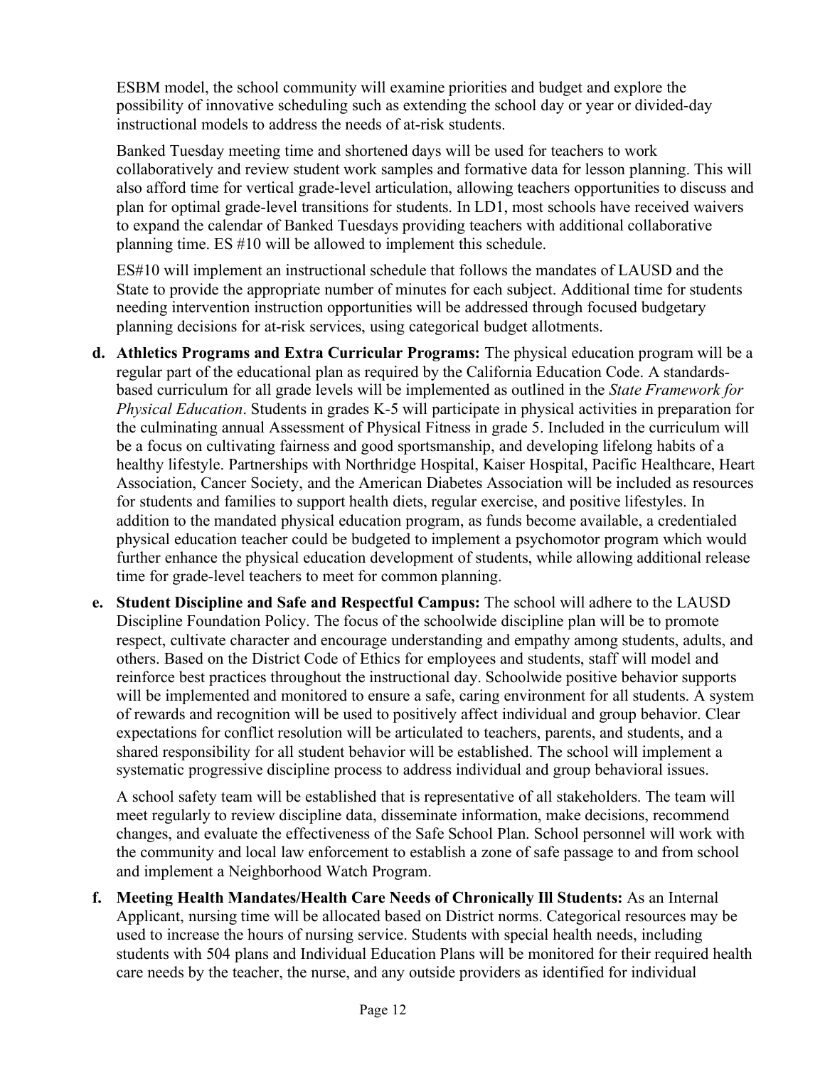ESBM model, the school community will examine priorities and budget and explore the possibility of innovative scheduling such as extending the school day or year or divided-day instructional models to address the needs of at-risk students.

Banked Tuesday meeting time and shortened days will be used for teachers to work collaboratively and review student work samples and formative data for lesson planning. This will also afford time for vertical grade-level articulation, allowing teachers opportunities to discuss and plan for optimal grade-level transitions for students. In LD1, most schools have received waivers to expand the calendar of Banked Tuesdays providing teachers with additional collaborative planning time. ES #10 will be allowed to implement this schedule.

ES#10 will implement an instructional schedule that follows the mandates of LAUSD and the State to provide the appropriate number of minutes for each subject. Additional time for students needing intervention instruction opportunities will be addressed through focused budgetary planning decisions for at-risk services, using categorical budget allotments.

**d. Athletics Programs and Extra Curricular Programs:** The physical education program will be a regular part of the educational plan as required by the California Education Code. A standards-based curriculum for all grade levels will be implemented as outlined in the *State Framework for Physical Education*. Students in grades K-5 will participate in physical activities in preparation for the culminating annual Assessment of Physical Fitness in grade 5. Included in the curriculum will be a focus on cultivating fairness and good sportsmanship, and developing lifelong habits of a healthy lifestyle. Partnerships with Northridge Hospital, Kaiser Hospital, Pacific Healthcare, Heart Association, Cancer Society, and the American Diabetes Association will be included as resources for students and families to support health diets, regular exercise, and positive lifestyles. In addition to the mandated physical education program, as funds become available, a credentialed physical education teacher could be budgeted to implement a psychomotor program which would further enhance the physical education development of students, while allowing additional release time for grade-level teachers to meet for common planning.

**e. Student Discipline and Safe and Respectful Campus:** The school will adhere to the LAUSD Discipline Foundation Policy. The focus of the schoolwide discipline plan will be to promote respect, cultivate character and encourage understanding and empathy among students, adults, and others. Based on the District Code of Ethics for employees and students, staff will model and reinforce best practices throughout the instructional day. Schoolwide positive behavior supports will be implemented and monitored to ensure a safe, caring environment for all students. A system of rewards and recognition will be used to positively affect individual and group behavior. Clear expectations for conflict resolution will be articulated to teachers, parents, and students, and a shared responsibility for all student behavior will be established. The school will implement a systematic progressive discipline process to address individual and group behavioral issues.

A school safety team will be established that is representative of all stakeholders. The team will meet regularly to review discipline data, disseminate information, make decisions, recommend changes, and evaluate the effectiveness of the Safe School Plan. School personnel will work with the community and local law enforcement to establish a zone of safe passage to and from school and implement a Neighborhood Watch Program.

**f. Meeting Health Mandates/Health Care Needs of Chronically Ill Students:** As an Internal Applicant, nursing time will be allocated based on District norms. Categorical resources may be used to increase the hours of nursing service. Students with special health needs, including students with 504 plans and Individual Education Plans will be monitored for their required health care needs by the teacher, the nurse, and any outside providers as identified for individual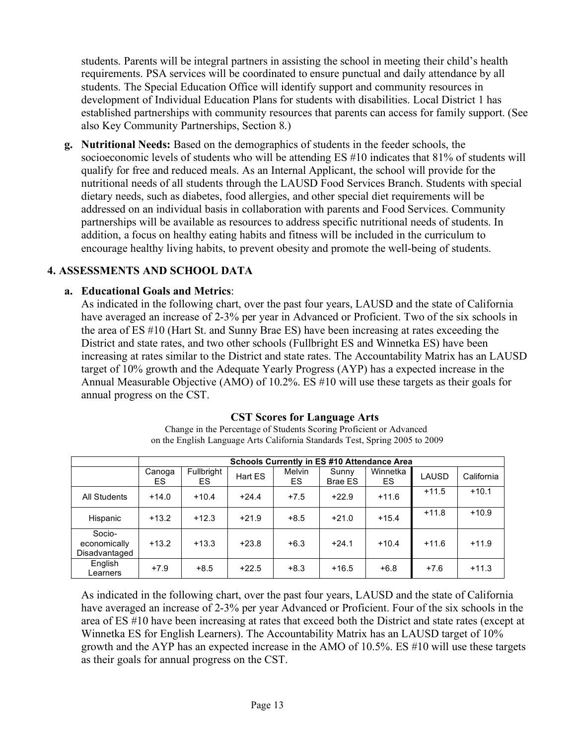students. Parents will be integral partners in assisting the school in meeting their child's health requirements. PSA services will be coordinated to ensure punctual and daily attendance by all students. The Special Education Office will identify support and community resources in development of Individual Education Plans for students with disabilities. Local District 1 has established partnerships with community resources that parents can access for family support. (See also Key Community Partnerships, Section 8.)

**g. Nutritional Needs:** Based on the demographics of students in the feeder schools, the socioeconomic levels of students who will be attending ES #10 indicates that 81% of students will qualify for free and reduced meals. As an Internal Applicant, the school will provide for the nutritional needs of all students through the LAUSD Food Services Branch. Students with special dietary needs, such as diabetes, food allergies, and other special diet requirements will be addressed on an individual basis in collaboration with parents and Food Services. Community partnerships will be available as resources to address specific nutritional needs of students. In addition, a focus on healthy eating habits and fitness will be included in the curriculum to encourage healthy living habits, to prevent obesity and promote the well-being of students.

## 4. ASSESSMENTS AND SCHOOL DATA

**a. Educational Goals and Metrics**:

As indicated in the following chart, over the past four years, LAUSD and the state of California have averaged an increase of 2-3% per year in Advanced or Proficient. Two of the six schools in the area of ES #10 (Hart St. and Sunny Brae ES) have been increasing at rates exceeding the District and state rates, and two other schools (Fullbright ES and Winnetka ES) have been increasing at rates similar to the District and state rates. The Accountability Matrix has an LAUSD target of 10% growth and the Adequate Yearly Progress (AYP) has a expected increase in the Annual Measurable Objective (AMO) of 10.2%. ES #10 will use these targets as their goals for annual progress on the CST.

**CST Scores for Language Arts**

Change in the Percentage of Students Scoring Proficient or Advanced on the English Language Arts California Standards Test, Spring 2005 to 2009

| | Schools Currently in ES #10 Attendance Area | | | | | | | |
|---|---|---|---|---|---|---|---|---|
| | Canoga ES | Fullbright ES | Hart ES | Melvin ES | Sunny Brae ES | Winnetka ES | LAUSD | California |
| All Students | +14.0 | +10.4 | +24.4 | +7.5 | +22.9 | +11.6 | +11.5 | +10.1 |
| Hispanic | +13.2 | +12.3 | +21.9 | +8.5 | +21.0 | +15.4 | +11.8 | +10.9 |
| Socio-economically Disadvantaged | +13.2 | +13.3 | +23.8 | +6.3 | +24.1 | +10.4 | +11.6 | +11.9 |
| English Learners | +7.9 | +8.5 | +22.5 | +8.3 | +16.5 | +6.8 | +7.6 | +11.3 |

As indicated in the following chart, over the past four years, LAUSD and the state of California have averaged an increase of 2-3% per year Advanced or Proficient. Four of the six schools in the area of ES #10 have been increasing at rates that exceed both the District and state rates (except at Winnetka ES for English Learners). The Accountability Matrix has an LAUSD target of 10% growth and the AYP has an expected increase in the AMO of 10.5%. ES #10 will use these targets as their goals for annual progress on the CST.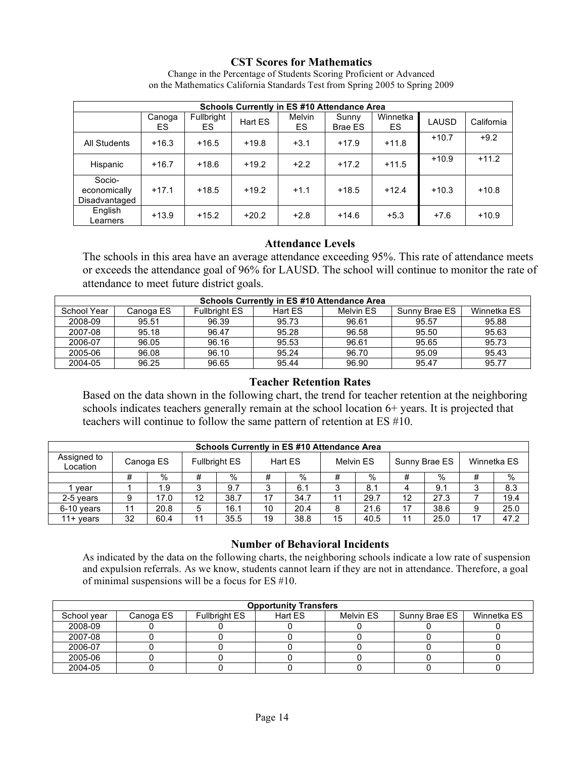### CST Scores for Mathematics

Change in the Percentage of Students Scoring Proficient or Advanced on the Mathematics California Standards Test from Spring 2005 to Spring 2009

| Schools Currently in ES #10 Attendance Area | | | | | | | | |
|---|---|---|---|---|---|---|---|---|
| | Canoga ES | Fullbright ES | Hart ES | Melvin ES | Sunny Brae ES | Winnetka ES | LAUSD | California |
| All Students | +16.3 | +16.5 | +19.8 | +3.1 | +17.9 | +11.8 | +10.7 | +9.2 |
| Hispanic | +16.7 | +18.6 | +19.2 | +2.2 | +17.2 | +11.5 | +10.9 | +11.2 |
| Socio-economically Disadvantaged | +17.1 | +18.5 | +19.2 | +1.1 | +18.5 | +12.4 | +10.3 | +10.8 |
| English Learners | +13.9 | +15.2 | +20.2 | +2.8 | +14.6 | +5.3 | +7.6 | +10.9 |

### Attendance Levels

The schools in this area have an average attendance exceeding 95%. This rate of attendance meets or exceeds the attendance goal of 96% for LAUSD. The school will continue to monitor the rate of attendance to meet future district goals.

| Schools Currently in ES #10 Attendance Area | | | | | | |
|---|---|---|---|---|---|---|
| School Year | Canoga ES | Fullbright ES | Hart ES | Melvin ES | Sunny Brae ES | Winnetka ES |
| 2008-09 | 95.51 | 96.39 | 95.73 | 96.61 | 95.57 | 95.88 |
| 2007-08 | 95.18 | 96.47 | 95.28 | 96.58 | 95.50 | 95.63 |
| 2006-07 | 96.05 | 96.16 | 95.53 | 96.61 | 95.65 | 95.73 |
| 2005-06 | 96.08 | 96.10 | 95.24 | 96.70 | 95.09 | 95.43 |
| 2004-05 | 96.25 | 96.65 | 95.44 | 96.90 | 95.47 | 95.77 |

### Teacher Retention Rates

Based on the data shown in the following chart, the trend for teacher retention at the neighboring schools indicates teachers generally remain at the school location 6+ years. It is projected that teachers will continue to follow the same pattern of retention at ES #10.

| Schools Currently in ES #10 Attendance Area | | | | | | | | | | | | |
|---|---|---|---|---|---|---|---|---|---|---|---|---|
| Assigned to Location | Canoga ES | | Fullbright ES | | Hart ES | | Melvin ES | | Sunny Brae ES | | Winnetka ES | |
| | # | % | # | % | # | % | # | % | # | % | # | % |
| 1 year | 1 | 1.9 | 3 | 9.7 | 3 | 6.1 | 3 | 8.1 | 4 | 9.1 | 3 | 8.3 |
| 2-5 years | 9 | 17.0 | 12 | 38.7 | 17 | 34.7 | 11 | 29.7 | 12 | 27.3 | 7 | 19.4 |
| 6-10 years | 11 | 20.8 | 5 | 16.1 | 10 | 20.4 | 8 | 21.6 | 17 | 38.6 | 9 | 25.0 |
| 11+ years | 32 | 60.4 | 11 | 35.5 | 19 | 38.8 | 15 | 40.5 | 11 | 25.0 | 17 | 47.2 |

### Number of Behavioral Incidents

As indicated by the data on the following charts, the neighboring schools indicate a low rate of suspension and expulsion referrals. As we know, students cannot learn if they are not in attendance. Therefore, a goal of minimal suspensions will be a focus for ES #10.

| Opportunity Transfers | | | | | | |
|---|---|---|---|---|---|---|
| School year | Canoga ES | Fullbright ES | Hart ES | Melvin ES | Sunny Brae ES | Winnetka ES |
| 2008-09 | 0 | 0 | 0 | 0 | 0 | 0 |
| 2007-08 | 0 | 0 | 0 | 0 | 0 | 0 |
| 2006-07 | 0 | 0 | 0 | 0 | 0 | 0 |
| 2005-06 | 0 | 0 | 0 | 0 | 0 | 0 |
| 2004-05 | 0 | 0 | 0 | 0 | 0 | 0 |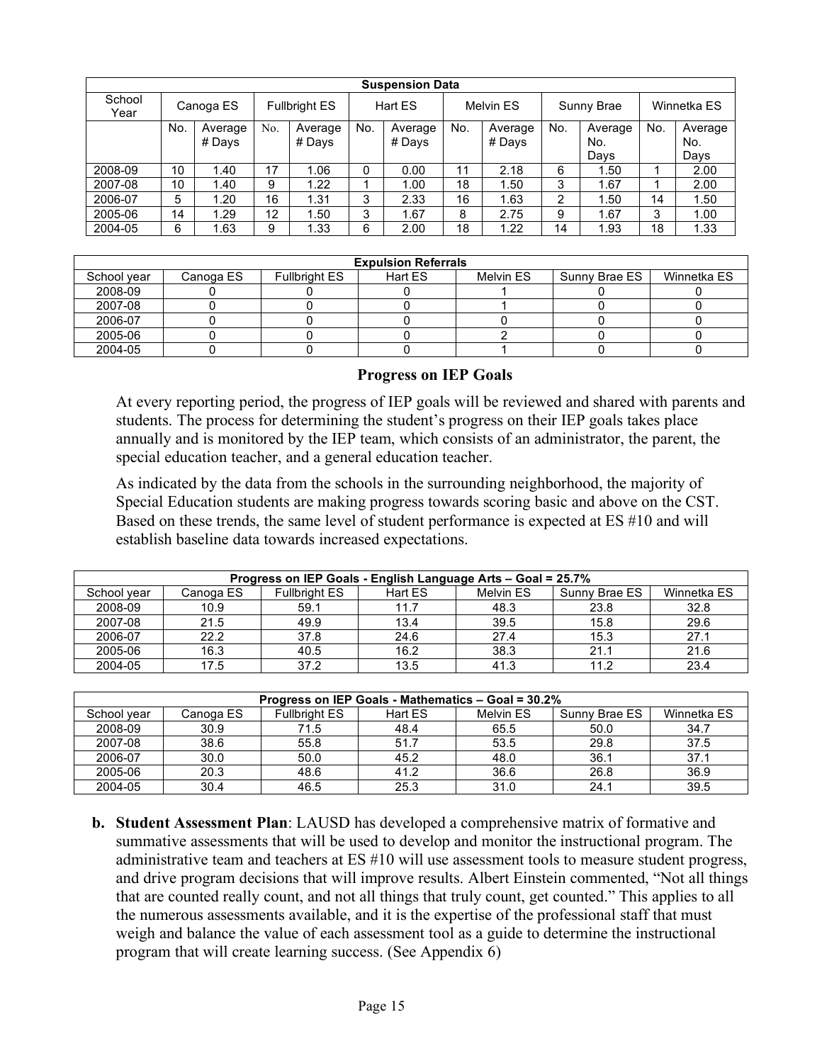| Suspension Data | | | | | | | | | | | | | |
|---|---|---|---|---|---|---|---|---|---|---|---|---|---|
| School Year | Canoga ES | | Fullbright ES | | Hart ES | | Melvin ES | | Sunny Brae | | Winnetka ES | |
| | No. | Average # Days | No. | Average # Days | No. | Average # Days | No. | Average # Days | No. | Average No. Days | No. | Average No. Days |
| 2008-09 | 10 | 1.40 | 17 | 1.06 | 0 | 0.00 | 11 | 2.18 | 6 | 1.50 | 1 | 2.00 |
| 2007-08 | 10 | 1.40 | 9 | 1.22 | 1 | 1.00 | 18 | 1.50 | 3 | 1.67 | 1 | 2.00 |
| 2006-07 | 5 | 1.20 | 16 | 1.31 | 3 | 2.33 | 16 | 1.63 | 2 | 1.50 | 14 | 1.50 |
| 2005-06 | 14 | 1.29 | 12 | 1.50 | 3 | 1.67 | 8 | 2.75 | 9 | 1.67 | 3 | 1.00 |
| 2004-05 | 6 | 1.63 | 9 | 1.33 | 6 | 2.00 | 18 | 1.22 | 14 | 1.93 | 18 | 1.33 |

| Expulsion Referrals | | | | | | |
|---|---|---|---|---|---|---|
| School year | Canoga ES | Fullbright ES | Hart ES | Melvin ES | Sunny Brae ES | Winnetka ES |
| 2008-09 | 0 | 0 | 0 | 1 | 0 | 0 |
| 2007-08 | 0 | 0 | 0 | 1 | 0 | 0 |
| 2006-07 | 0 | 0 | 0 | 0 | 0 | 0 |
| 2005-06 | 0 | 0 | 0 | 2 | 0 | 0 |
| 2004-05 | 0 | 0 | 0 | 1 | 0 | 0 |

### Progress on IEP Goals

At every reporting period, the progress of IEP goals will be reviewed and shared with parents and students. The process for determining the student's progress on their IEP goals takes place annually and is monitored by the IEP team, which consists of an administrator, the parent, the special education teacher, and a general education teacher.

As indicated by the data from the schools in the surrounding neighborhood, the majority of Special Education students are making progress towards scoring basic and above on the CST. Based on these trends, the same level of student performance is expected at ES #10 and will establish baseline data towards increased expectations.

| Progress on IEP Goals - English Language Arts – Goal = 25.7% | | | | | | |
|---|---|---|---|---|---|---|
| School year | Canoga ES | Fullbright ES | Hart ES | Melvin ES | Sunny Brae ES | Winnetka ES |
| 2008-09 | 10.9 | 59.1 | 11.7 | 48.3 | 23.8 | 32.8 |
| 2007-08 | 21.5 | 49.9 | 13.4 | 39.5 | 15.8 | 29.6 |
| 2006-07 | 22.2 | 37.8 | 24.6 | 27.4 | 15.3 | 27.1 |
| 2005-06 | 16.3 | 40.5 | 16.2 | 38.3 | 21.1 | 21.6 |
| 2004-05 | 17.5 | 37.2 | 13.5 | 41.3 | 11.2 | 23.4 |

| Progress on IEP Goals - Mathematics – Goal = 30.2% | | | | | | |
|---|---|---|---|---|---|---|
| School year | Canoga ES | Fullbright ES | Hart ES | Melvin ES | Sunny Brae ES | Winnetka ES |
| 2008-09 | 30.9 | 71.5 | 48.4 | 65.5 | 50.0 | 34.7 |
| 2007-08 | 38.6 | 55.8 | 51.7 | 53.5 | 29.8 | 37.5 |
| 2006-07 | 30.0 | 50.0 | 45.2 | 48.0 | 36.1 | 37.1 |
| 2005-06 | 20.3 | 48.6 | 41.2 | 36.6 | 26.8 | 36.9 |
| 2004-05 | 30.4 | 46.5 | 25.3 | 31.0 | 24.1 | 39.5 |

**b. Student Assessment Plan**: LAUSD has developed a comprehensive matrix of formative and summative assessments that will be used to develop and monitor the instructional program. The administrative team and teachers at ES #10 will use assessment tools to measure student progress, and drive program decisions that will improve results. Albert Einstein commented, "Not all things that are counted really count, and not all things that truly count, get counted." This applies to all the numerous assessments available, and it is the expertise of the professional staff that must weigh and balance the value of each assessment tool as a guide to determine the instructional program that will create learning success. (See Appendix 6)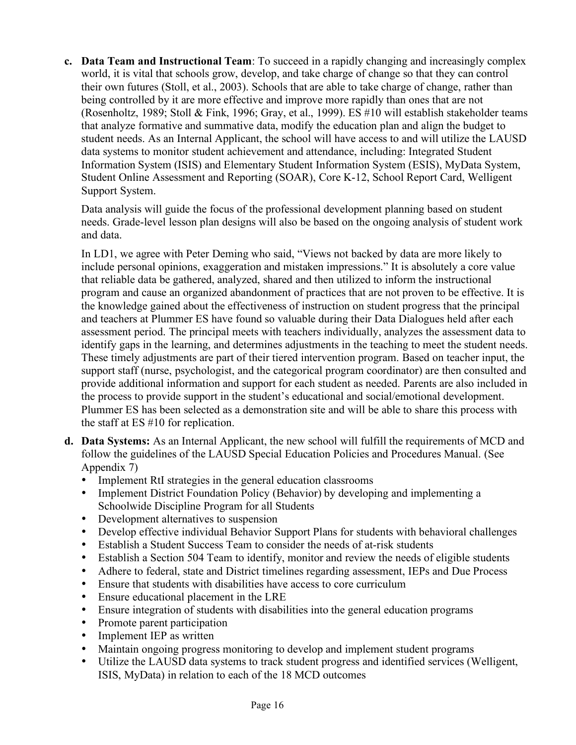**c. Data Team and Instructional Team**: To succeed in a rapidly changing and increasingly complex world, it is vital that schools grow, develop, and take charge of change so that they can control their own futures (Stoll, et al., 2003). Schools that are able to take charge of change, rather than being controlled by it are more effective and improve more rapidly than ones that are not (Rosenholtz, 1989; Stoll & Fink, 1996; Gray, et al., 1999). ES #10 will establish stakeholder teams that analyze formative and summative data, modify the education plan and align the budget to student needs. As an Internal Applicant, the school will have access to and will utilize the LAUSD data systems to monitor student achievement and attendance, including: Integrated Student Information System (ISIS) and Elementary Student Information System (ESIS), MyData System, Student Online Assessment and Reporting (SOAR), Core K-12, School Report Card, Welligent Support System.

Data analysis will guide the focus of the professional development planning based on student needs. Grade-level lesson plan designs will also be based on the ongoing analysis of student work and data.

In LD1, we agree with Peter Deming who said, "Views not backed by data are more likely to include personal opinions, exaggeration and mistaken impressions." It is absolutely a core value that reliable data be gathered, analyzed, shared and then utilized to inform the instructional program and cause an organized abandonment of practices that are not proven to be effective. It is the knowledge gained about the effectiveness of instruction on student progress that the principal and teachers at Plummer ES have found so valuable during their Data Dialogues held after each assessment period. The principal meets with teachers individually, analyzes the assessment data to identify gaps in the learning, and determines adjustments in the teaching to meet the student needs. These timely adjustments are part of their tiered intervention program. Based on teacher input, the support staff (nurse, psychologist, and the categorical program coordinator) are then consulted and provide additional information and support for each student as needed. Parents are also included in the process to provide support in the student's educational and social/emotional development. Plummer ES has been selected as a demonstration site and will be able to share this process with the staff at ES #10 for replication.

**d. Data Systems:** As an Internal Applicant, the new school will fulfill the requirements of MCD and follow the guidelines of the LAUSD Special Education Policies and Procedures Manual. (See Appendix 7)

- Implement RtI strategies in the general education classrooms
- Implement District Foundation Policy (Behavior) by developing and implementing a Schoolwide Discipline Program for all Students
- Development alternatives to suspension
- Develop effective individual Behavior Support Plans for students with behavioral challenges
- Establish a Student Success Team to consider the needs of at-risk students
- Establish a Section 504 Team to identify, monitor and review the needs of eligible students
- Adhere to federal, state and District timelines regarding assessment, IEPs and Due Process
- Ensure that students with disabilities have access to core curriculum
- Ensure educational placement in the LRE
- Ensure integration of students with disabilities into the general education programs
- Promote parent participation
- Implement IEP as written
- Maintain ongoing progress monitoring to develop and implement student programs
- Utilize the LAUSD data systems to track student progress and identified services (Welligent, ISIS, MyData) in relation to each of the 18 MCD outcomes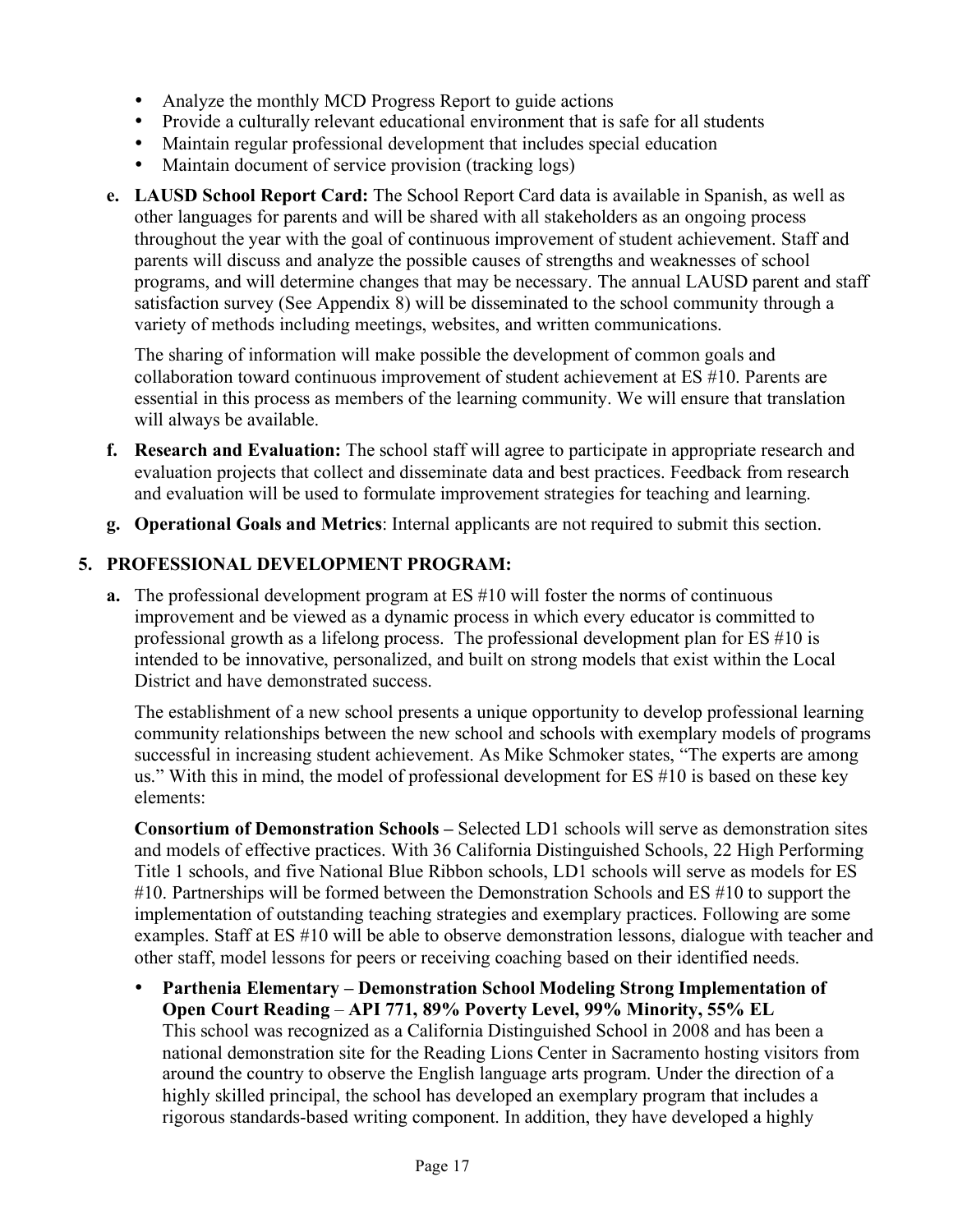- Analyze the monthly MCD Progress Report to guide actions
- Provide a culturally relevant educational environment that is safe for all students
- Maintain regular professional development that includes special education
- Maintain document of service provision (tracking logs)

**e. LAUSD School Report Card:** The School Report Card data is available in Spanish, as well as other languages for parents and will be shared with all stakeholders as an ongoing process throughout the year with the goal of continuous improvement of student achievement. Staff and parents will discuss and analyze the possible causes of strengths and weaknesses of school programs, and will determine changes that may be necessary. The annual LAUSD parent and staff satisfaction survey (See Appendix 8) will be disseminated to the school community through a variety of methods including meetings, websites, and written communications.

The sharing of information will make possible the development of common goals and collaboration toward continuous improvement of student achievement at ES #10. Parents are essential in this process as members of the learning community. We will ensure that translation will always be available.

**f. Research and Evaluation:** The school staff will agree to participate in appropriate research and evaluation projects that collect and disseminate data and best practices. Feedback from research and evaluation will be used to formulate improvement strategies for teaching and learning.

**g. Operational Goals and Metrics**: Internal applicants are not required to submit this section.

## 5. PROFESSIONAL DEVELOPMENT PROGRAM:

**a.** The professional development program at ES #10 will foster the norms of continuous improvement and be viewed as a dynamic process in which every educator is committed to professional growth as a lifelong process. The professional development plan for ES #10 is intended to be innovative, personalized, and built on strong models that exist within the Local District and have demonstrated success.

The establishment of a new school presents a unique opportunity to develop professional learning community relationships between the new school and schools with exemplary models of programs successful in increasing student achievement. As Mike Schmoker states, "The experts are among us." With this in mind, the model of professional development for ES #10 is based on these key elements:

**Consortium of Demonstration Schools –** Selected LD1 schools will serve as demonstration sites and models of effective practices. With 36 California Distinguished Schools, 22 High Performing Title 1 schools, and five National Blue Ribbon schools, LD1 schools will serve as models for ES #10. Partnerships will be formed between the Demonstration Schools and ES #10 to support the implementation of outstanding teaching strategies and exemplary practices. Following are some examples. Staff at ES #10 will be able to observe demonstration lessons, dialogue with teacher and other staff, model lessons for peers or receiving coaching based on their identified needs.

- **Parthenia Elementary – Demonstration School Modeling Strong Implementation of Open Court Reading** – **API 771, 89% Poverty Level, 99% Minority, 55% EL**
  This school was recognized as a California Distinguished School in 2008 and has been a national demonstration site for the Reading Lions Center in Sacramento hosting visitors from around the country to observe the English language arts program. Under the direction of a highly skilled principal, the school has developed an exemplary program that includes a rigorous standards-based writing component. In addition, they have developed a highly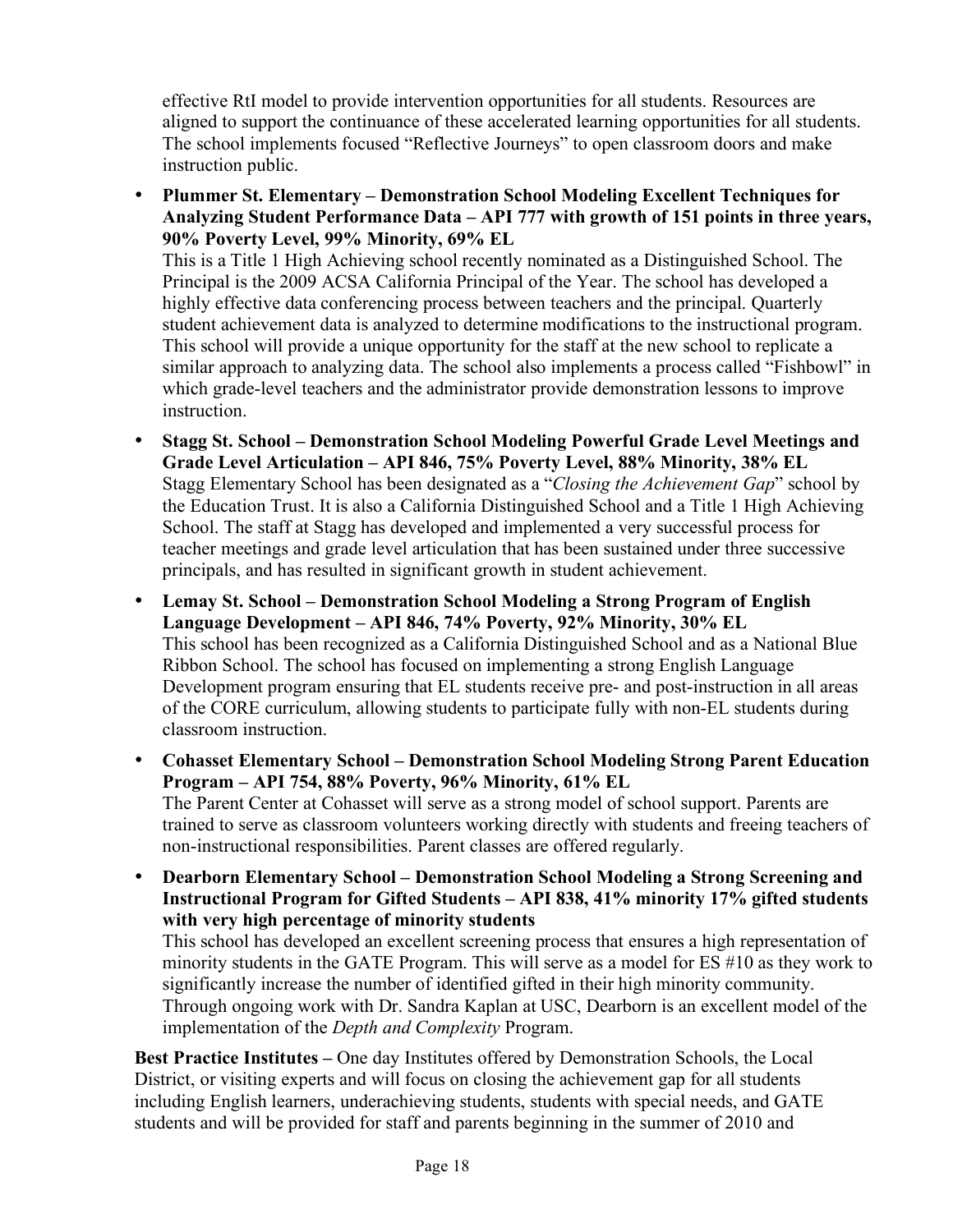effective RtI model to provide intervention opportunities for all students. Resources are aligned to support the continuance of these accelerated learning opportunities for all students. The school implements focused "Reflective Journeys" to open classroom doors and make instruction public.

- **Plummer St. Elementary – Demonstration School Modeling Excellent Techniques for Analyzing Student Performance Data – API 777 with growth of 151 points in three years, 90% Poverty Level, 99% Minority, 69% EL**
  This is a Title 1 High Achieving school recently nominated as a Distinguished School. The Principal is the 2009 ACSA California Principal of the Year. The school has developed a highly effective data conferencing process between teachers and the principal. Quarterly student achievement data is analyzed to determine modifications to the instructional program. This school will provide a unique opportunity for the staff at the new school to replicate a similar approach to analyzing data. The school also implements a process called "Fishbowl" in which grade-level teachers and the administrator provide demonstration lessons to improve instruction.
- **Stagg St. School – Demonstration School Modeling Powerful Grade Level Meetings and Grade Level Articulation – API 846, 75% Poverty Level, 88% Minority, 38% EL**
  Stagg Elementary School has been designated as a "*Closing the Achievement Gap*" school by the Education Trust. It is also a California Distinguished School and a Title 1 High Achieving School. The staff at Stagg has developed and implemented a very successful process for teacher meetings and grade level articulation that has been sustained under three successive principals, and has resulted in significant growth in student achievement.
- **Lemay St. School – Demonstration School Modeling a Strong Program of English Language Development – API 846, 74% Poverty, 92% Minority, 30% EL**
  This school has been recognized as a California Distinguished School and as a National Blue Ribbon School. The school has focused on implementing a strong English Language Development program ensuring that EL students receive pre- and post-instruction in all areas of the CORE curriculum, allowing students to participate fully with non-EL students during classroom instruction.
- **Cohasset Elementary School – Demonstration School Modeling Strong Parent Education Program – API 754, 88% Poverty, 96% Minority, 61% EL**
  The Parent Center at Cohasset will serve as a strong model of school support. Parents are trained to serve as classroom volunteers working directly with students and freeing teachers of non-instructional responsibilities. Parent classes are offered regularly.
- **Dearborn Elementary School – Demonstration School Modeling a Strong Screening and Instructional Program for Gifted Students – API 838, 41% minority 17% gifted students with very high percentage of minority students**
  This school has developed an excellent screening process that ensures a high representation of minority students in the GATE Program. This will serve as a model for ES #10 as they work to significantly increase the number of identified gifted in their high minority community. Through ongoing work with Dr. Sandra Kaplan at USC, Dearborn is an excellent model of the implementation of the *Depth and Complexity* Program.

**Best Practice Institutes –** One day Institutes offered by Demonstration Schools, the Local District, or visiting experts and will focus on closing the achievement gap for all students including English learners, underachieving students, students with special needs, and GATE students and will be provided for staff and parents beginning in the summer of 2010 and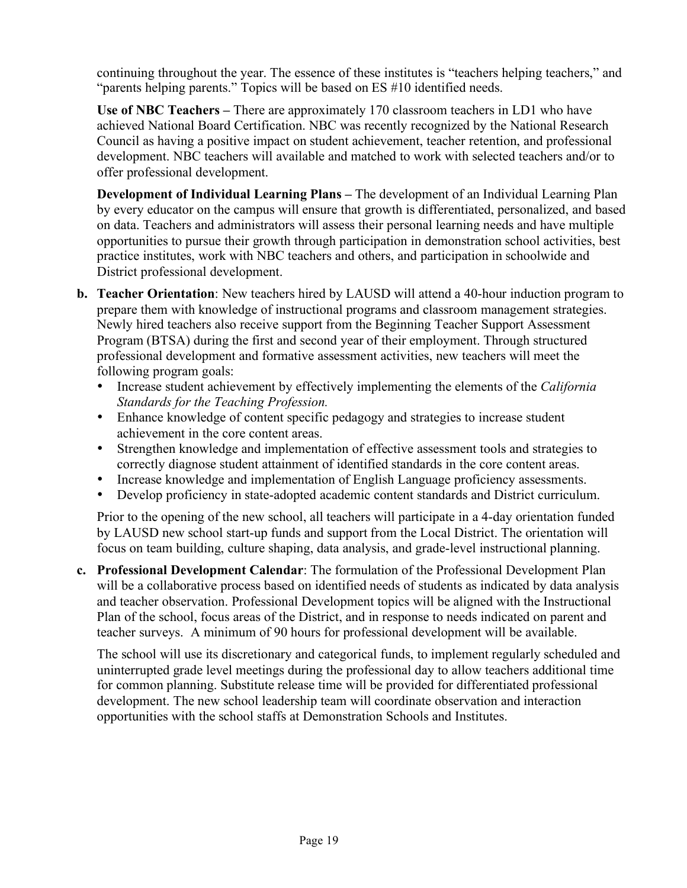continuing throughout the year. The essence of these institutes is "teachers helping teachers," and "parents helping parents." Topics will be based on ES #10 identified needs.

**Use of NBC Teachers –** There are approximately 170 classroom teachers in LD1 who have achieved National Board Certification. NBC was recently recognized by the National Research Council as having a positive impact on student achievement, teacher retention, and professional development. NBC teachers will available and matched to work with selected teachers and/or to offer professional development.

**Development of Individual Learning Plans –** The development of an Individual Learning Plan by every educator on the campus will ensure that growth is differentiated, personalized, and based on data. Teachers and administrators will assess their personal learning needs and have multiple opportunities to pursue their growth through participation in demonstration school activities, best practice institutes, work with NBC teachers and others, and participation in schoolwide and District professional development.

**b. Teacher Orientation**: New teachers hired by LAUSD will attend a 40-hour induction program to prepare them with knowledge of instructional programs and classroom management strategies. Newly hired teachers also receive support from the Beginning Teacher Support Assessment Program (BTSA) during the first and second year of their employment. Through structured professional development and formative assessment activities, new teachers will meet the following program goals:

- Increase student achievement by effectively implementing the elements of the *California Standards for the Teaching Profession.*
- Enhance knowledge of content specific pedagogy and strategies to increase student achievement in the core content areas.
- Strengthen knowledge and implementation of effective assessment tools and strategies to correctly diagnose student attainment of identified standards in the core content areas.
- Increase knowledge and implementation of English Language proficiency assessments.
- Develop proficiency in state-adopted academic content standards and District curriculum.

Prior to the opening of the new school, all teachers will participate in a 4-day orientation funded by LAUSD new school start-up funds and support from the Local District. The orientation will focus on team building, culture shaping, data analysis, and grade-level instructional planning.

**c. Professional Development Calendar**: The formulation of the Professional Development Plan will be a collaborative process based on identified needs of students as indicated by data analysis and teacher observation. Professional Development topics will be aligned with the Instructional Plan of the school, focus areas of the District, and in response to needs indicated on parent and teacher surveys. A minimum of 90 hours for professional development will be available.

The school will use its discretionary and categorical funds, to implement regularly scheduled and uninterrupted grade level meetings during the professional day to allow teachers additional time for common planning. Substitute release time will be provided for differentiated professional development. The new school leadership team will coordinate observation and interaction opportunities with the school staffs at Demonstration Schools and Institutes.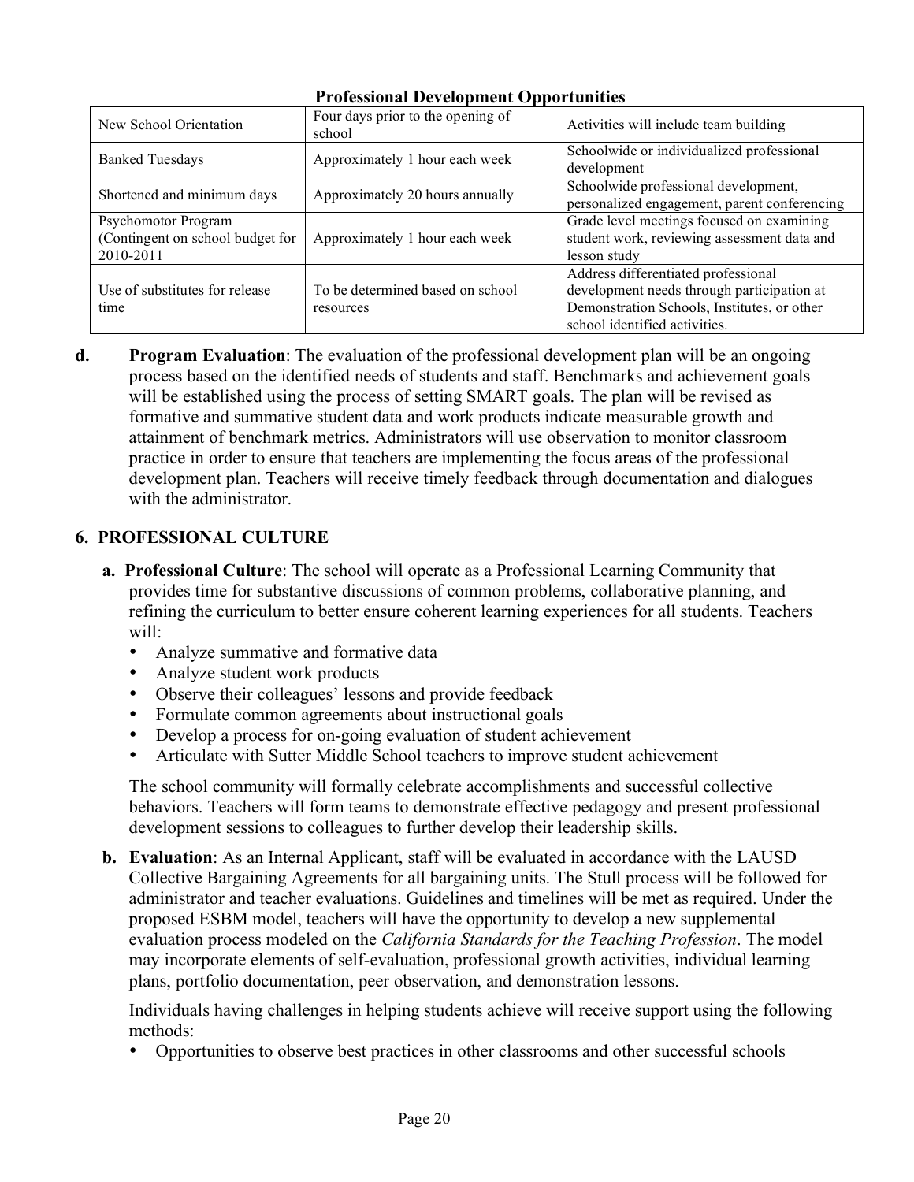**Professional Development Opportunities**

| | | |
|---|---|---|
| New School Orientation | Four days prior to the opening of school | Activities will include team building |
| Banked Tuesdays | Approximately 1 hour each week | Schoolwide or individualized professional development |
| Shortened and minimum days | Approximately 20 hours annually | Schoolwide professional development, personalized engagement, parent conferencing |
| Psychomotor Program (Contingent on school budget for 2010-2011 | Approximately 1 hour each week | Grade level meetings focused on examining student work, reviewing assessment data and lesson study |
| Use of substitutes for release time | To be determined based on school resources | Address differentiated professional development needs through participation at Demonstration Schools, Institutes, or other school identified activities. |

**d. Program Evaluation**: The evaluation of the professional development plan will be an ongoing process based on the identified needs of students and staff. Benchmarks and achievement goals will be established using the process of setting SMART goals. The plan will be revised as formative and summative student data and work products indicate measurable growth and attainment of benchmark metrics. Administrators will use observation to monitor classroom practice in order to ensure that teachers are implementing the focus areas of the professional development plan. Teachers will receive timely feedback through documentation and dialogues with the administrator.

## 6. PROFESSIONAL CULTURE

**a. Professional Culture**: The school will operate as a Professional Learning Community that provides time for substantive discussions of common problems, collaborative planning, and refining the curriculum to better ensure coherent learning experiences for all students. Teachers will:

- Analyze summative and formative data
- Analyze student work products
- Observe their colleagues' lessons and provide feedback
- Formulate common agreements about instructional goals
- Develop a process for on-going evaluation of student achievement
- Articulate with Sutter Middle School teachers to improve student achievement

The school community will formally celebrate accomplishments and successful collective behaviors. Teachers will form teams to demonstrate effective pedagogy and present professional development sessions to colleagues to further develop their leadership skills.

**b. Evaluation**: As an Internal Applicant, staff will be evaluated in accordance with the LAUSD Collective Bargaining Agreements for all bargaining units. The Stull process will be followed for administrator and teacher evaluations. Guidelines and timelines will be met as required. Under the proposed ESBM model, teachers will have the opportunity to develop a new supplemental evaluation process modeled on the *California Standards for the Teaching Profession*. The model may incorporate elements of self-evaluation, professional growth activities, individual learning plans, portfolio documentation, peer observation, and demonstration lessons.

Individuals having challenges in helping students achieve will receive support using the following methods:

- Opportunities to observe best practices in other classrooms and other successful schools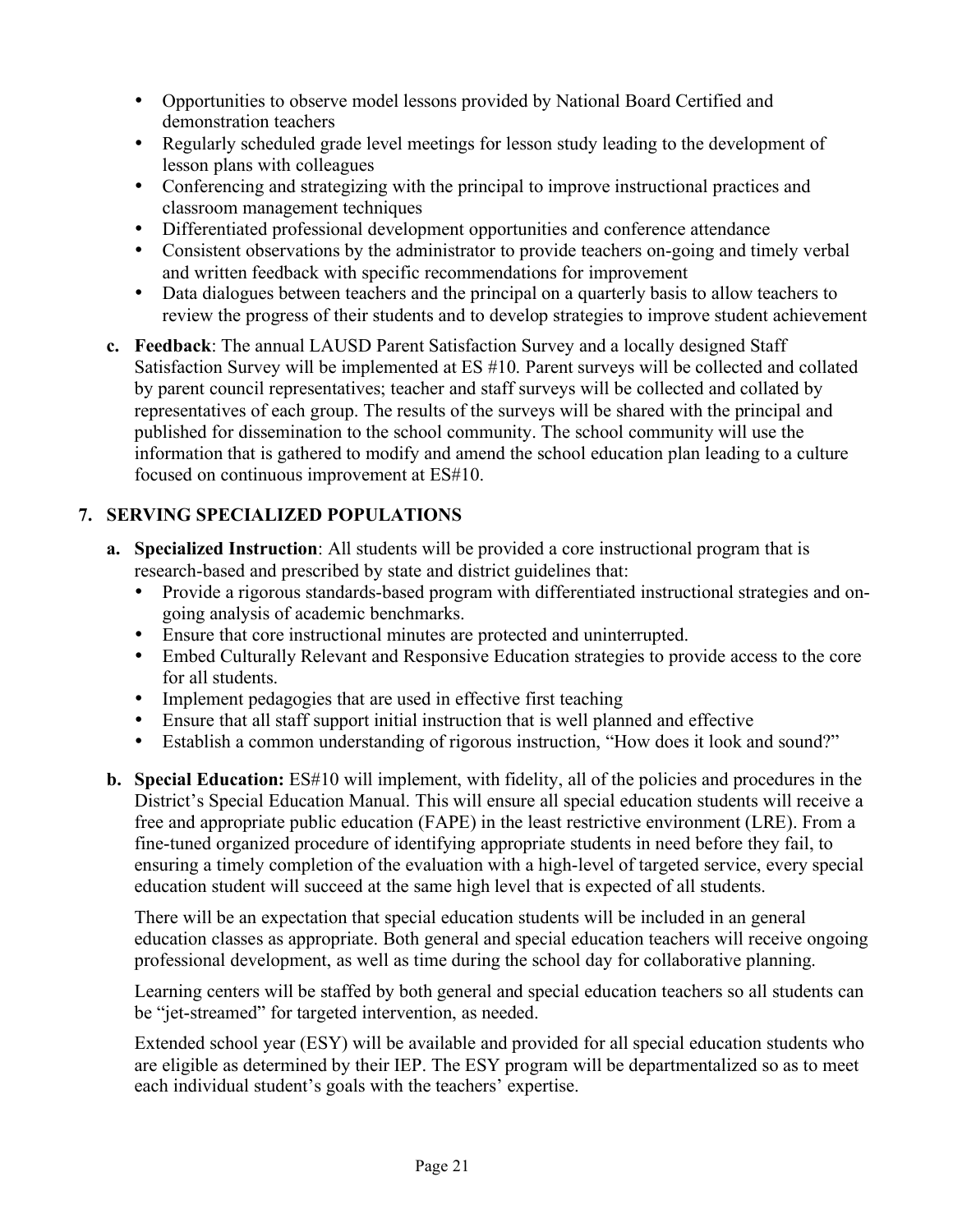- Opportunities to observe model lessons provided by National Board Certified and demonstration teachers
- Regularly scheduled grade level meetings for lesson study leading to the development of lesson plans with colleagues
- Conferencing and strategizing with the principal to improve instructional practices and classroom management techniques
- Differentiated professional development opportunities and conference attendance
- Consistent observations by the administrator to provide teachers on-going and timely verbal and written feedback with specific recommendations for improvement
- Data dialogues between teachers and the principal on a quarterly basis to allow teachers to review the progress of their students and to develop strategies to improve student achievement

**c. Feedback**: The annual LAUSD Parent Satisfaction Survey and a locally designed Staff Satisfaction Survey will be implemented at ES #10. Parent surveys will be collected and collated by parent council representatives; teacher and staff surveys will be collected and collated by representatives of each group. The results of the surveys will be shared with the principal and published for dissemination to the school community. The school community will use the information that is gathered to modify and amend the school education plan leading to a culture focused on continuous improvement at ES#10.

## 7. SERVING SPECIALIZED POPULATIONS

**a. Specialized Instruction**: All students will be provided a core instructional program that is research-based and prescribed by state and district guidelines that:

- Provide a rigorous standards-based program with differentiated instructional strategies and on-going analysis of academic benchmarks.
- Ensure that core instructional minutes are protected and uninterrupted.
- Embed Culturally Relevant and Responsive Education strategies to provide access to the core for all students.
- Implement pedagogies that are used in effective first teaching
- Ensure that all staff support initial instruction that is well planned and effective
- Establish a common understanding of rigorous instruction, "How does it look and sound?"

**b. Special Education:** ES#10 will implement, with fidelity, all of the policies and procedures in the District's Special Education Manual. This will ensure all special education students will receive a free and appropriate public education (FAPE) in the least restrictive environment (LRE). From a fine-tuned organized procedure of identifying appropriate students in need before they fail, to ensuring a timely completion of the evaluation with a high-level of targeted service, every special education student will succeed at the same high level that is expected of all students.

There will be an expectation that special education students will be included in an general education classes as appropriate. Both general and special education teachers will receive ongoing professional development, as well as time during the school day for collaborative planning.

Learning centers will be staffed by both general and special education teachers so all students can be "jet-streamed" for targeted intervention, as needed.

Extended school year (ESY) will be available and provided for all special education students who are eligible as determined by their IEP. The ESY program will be departmentalized so as to meet each individual student's goals with the teachers' expertise.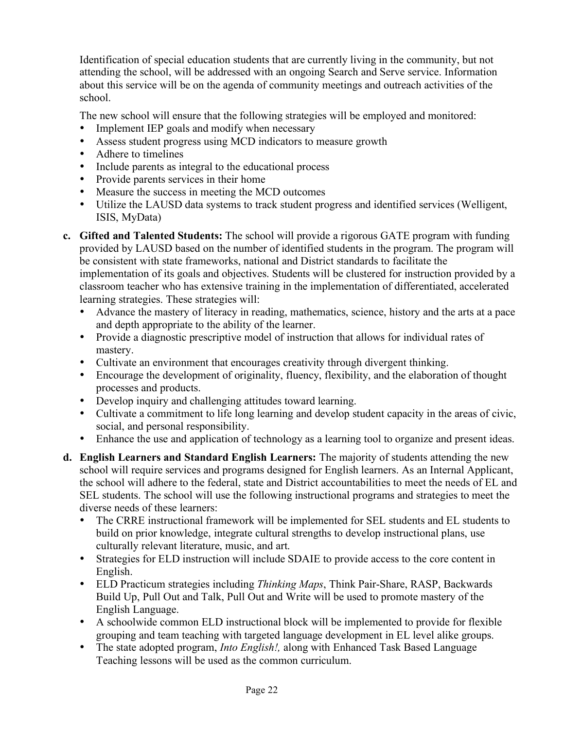Identification of special education students that are currently living in the community, but not attending the school, will be addressed with an ongoing Search and Serve service. Information about this service will be on the agenda of community meetings and outreach activities of the school.

The new school will ensure that the following strategies will be employed and monitored:

- Implement IEP goals and modify when necessary
- Assess student progress using MCD indicators to measure growth
- Adhere to timelines
- Include parents as integral to the educational process
- Provide parents services in their home
- Measure the success in meeting the MCD outcomes
- Utilize the LAUSD data systems to track student progress and identified services (Welligent, ISIS, MyData)

c. **Gifted and Talented Students:** The school will provide a rigorous GATE program with funding provided by LAUSD based on the number of identified students in the program. The program will be consistent with state frameworks, national and District standards to facilitate the implementation of its goals and objectives. Students will be clustered for instruction provided by a classroom teacher who has extensive training in the implementation of differentiated, accelerated learning strategies. These strategies will:

- Advance the mastery of literacy in reading, mathematics, science, history and the arts at a pace and depth appropriate to the ability of the learner.
- Provide a diagnostic prescriptive model of instruction that allows for individual rates of mastery.
- Cultivate an environment that encourages creativity through divergent thinking.
- Encourage the development of originality, fluency, flexibility, and the elaboration of thought processes and products.
- Develop inquiry and challenging attitudes toward learning.
- Cultivate a commitment to life long learning and develop student capacity in the areas of civic, social, and personal responsibility.
- Enhance the use and application of technology as a learning tool to organize and present ideas.

d. **English Learners and Standard English Learners:** The majority of students attending the new school will require services and programs designed for English learners. As an Internal Applicant, the school will adhere to the federal, state and District accountabilities to meet the needs of EL and SEL students. The school will use the following instructional programs and strategies to meet the diverse needs of these learners:

- The CRRE instructional framework will be implemented for SEL students and EL students to build on prior knowledge, integrate cultural strengths to develop instructional plans, use culturally relevant literature, music, and art.
- Strategies for ELD instruction will include SDAIE to provide access to the core content in English.
- ELD Practicum strategies including *Thinking Maps*, Think Pair-Share, RASP, Backwards Build Up, Pull Out and Talk, Pull Out and Write will be used to promote mastery of the English Language.
- A schoolwide common ELD instructional block will be implemented to provide for flexible grouping and team teaching with targeted language development in EL level alike groups.
- The state adopted program, *Into English!,* along with Enhanced Task Based Language Teaching lessons will be used as the common curriculum.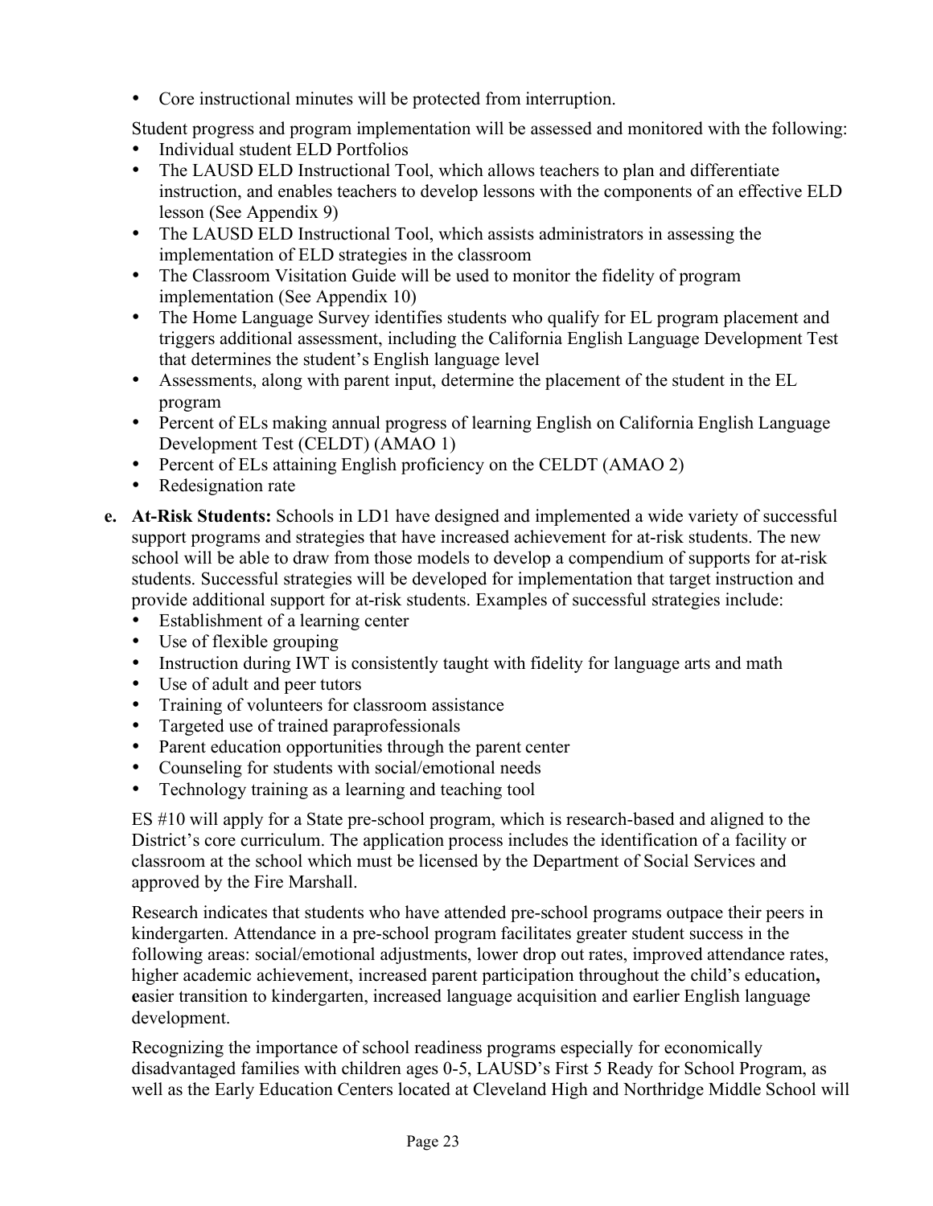- Core instructional minutes will be protected from interruption.

Student progress and program implementation will be assessed and monitored with the following:

- Individual student ELD Portfolios
- The LAUSD ELD Instructional Tool, which allows teachers to plan and differentiate instruction, and enables teachers to develop lessons with the components of an effective ELD lesson (See Appendix 9)
- The LAUSD ELD Instructional Tool, which assists administrators in assessing the implementation of ELD strategies in the classroom
- The Classroom Visitation Guide will be used to monitor the fidelity of program implementation (See Appendix 10)
- The Home Language Survey identifies students who qualify for EL program placement and triggers additional assessment, including the California English Language Development Test that determines the student's English language level
- Assessments, along with parent input, determine the placement of the student in the EL program
- Percent of ELs making annual progress of learning English on California English Language Development Test (CELDT) (AMAO 1)
- Percent of ELs attaining English proficiency on the CELDT (AMAO 2)
- Redesignation rate

**e. At-Risk Students:** Schools in LD1 have designed and implemented a wide variety of successful support programs and strategies that have increased achievement for at-risk students. The new school will be able to draw from those models to develop a compendium of supports for at-risk students. Successful strategies will be developed for implementation that target instruction and provide additional support for at-risk students. Examples of successful strategies include:

- Establishment of a learning center
- Use of flexible grouping
- Instruction during IWT is consistently taught with fidelity for language arts and math
- Use of adult and peer tutors
- Training of volunteers for classroom assistance
- Targeted use of trained paraprofessionals
- Parent education opportunities through the parent center
- Counseling for students with social/emotional needs
- Technology training as a learning and teaching tool

ES #10 will apply for a State pre-school program, which is research-based and aligned to the District's core curriculum. The application process includes the identification of a facility or classroom at the school which must be licensed by the Department of Social Services and approved by the Fire Marshall.

Research indicates that students who have attended pre-school programs outpace their peers in kindergarten. Attendance in a pre-school program facilitates greater student success in the following areas: social/emotional adjustments, lower drop out rates, improved attendance rates, higher academic achievement, increased parent participation throughout the child's education, easier transition to kindergarten, increased language acquisition and earlier English language development.

Recognizing the importance of school readiness programs especially for economically disadvantaged families with children ages 0-5, LAUSD's First 5 Ready for School Program, as well as the Early Education Centers located at Cleveland High and Northridge Middle School will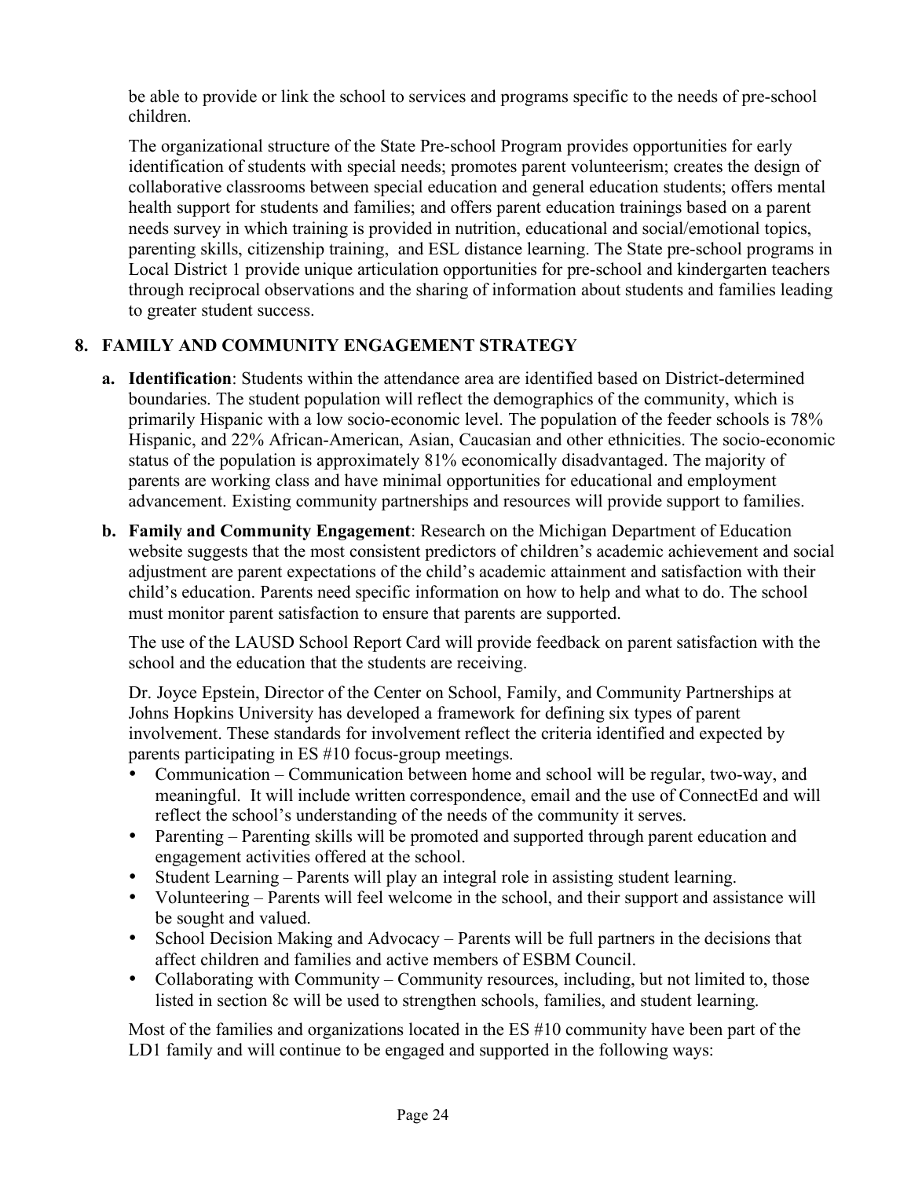be able to provide or link the school to services and programs specific to the needs of pre-school children.

The organizational structure of the State Pre-school Program provides opportunities for early identification of students with special needs; promotes parent volunteerism; creates the design of collaborative classrooms between special education and general education students; offers mental health support for students and families; and offers parent education trainings based on a parent needs survey in which training is provided in nutrition, educational and social/emotional topics, parenting skills, citizenship training, and ESL distance learning. The State pre-school programs in Local District 1 provide unique articulation opportunities for pre-school and kindergarten teachers through reciprocal observations and the sharing of information about students and families leading to greater student success.

## 8. FAMILY AND COMMUNITY ENGAGEMENT STRATEGY

**a. Identification**: Students within the attendance area are identified based on District-determined boundaries. The student population will reflect the demographics of the community, which is primarily Hispanic with a low socio-economic level. The population of the feeder schools is 78% Hispanic, and 22% African-American, Asian, Caucasian and other ethnicities. The socio-economic status of the population is approximately 81% economically disadvantaged. The majority of parents are working class and have minimal opportunities for educational and employment advancement. Existing community partnerships and resources will provide support to families.

**b. Family and Community Engagement**: Research on the Michigan Department of Education website suggests that the most consistent predictors of children's academic achievement and social adjustment are parent expectations of the child's academic attainment and satisfaction with their child's education. Parents need specific information on how to help and what to do. The school must monitor parent satisfaction to ensure that parents are supported.

The use of the LAUSD School Report Card will provide feedback on parent satisfaction with the school and the education that the students are receiving.

Dr. Joyce Epstein, Director of the Center on School, Family, and Community Partnerships at Johns Hopkins University has developed a framework for defining six types of parent involvement. These standards for involvement reflect the criteria identified and expected by parents participating in ES #10 focus-group meetings.

- Communication – Communication between home and school will be regular, two-way, and meaningful. It will include written correspondence, email and the use of ConnectEd and will reflect the school's understanding of the needs of the community it serves.
- Parenting – Parenting skills will be promoted and supported through parent education and engagement activities offered at the school.
- Student Learning – Parents will play an integral role in assisting student learning.
- Volunteering – Parents will feel welcome in the school, and their support and assistance will be sought and valued.
- School Decision Making and Advocacy – Parents will be full partners in the decisions that affect children and families and active members of ESBM Council.
- Collaborating with Community – Community resources, including, but not limited to, those listed in section 8c will be used to strengthen schools, families, and student learning.

Most of the families and organizations located in the ES #10 community have been part of the LD1 family and will continue to be engaged and supported in the following ways: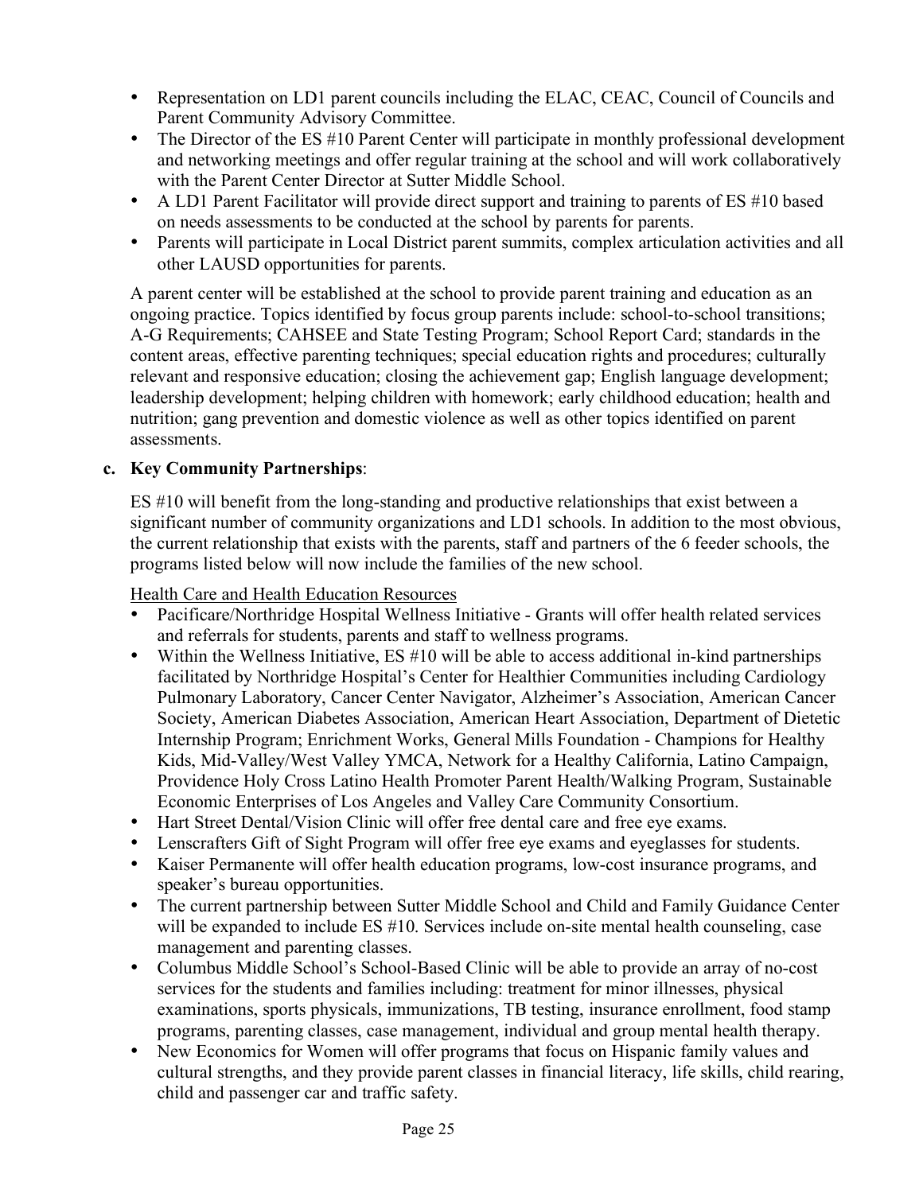- Representation on LD1 parent councils including the ELAC, CEAC, Council of Councils and Parent Community Advisory Committee.
- The Director of the ES #10 Parent Center will participate in monthly professional development and networking meetings and offer regular training at the school and will work collaboratively with the Parent Center Director at Sutter Middle School.
- A LD1 Parent Facilitator will provide direct support and training to parents of ES #10 based on needs assessments to be conducted at the school by parents for parents.
- Parents will participate in Local District parent summits, complex articulation activities and all other LAUSD opportunities for parents.

A parent center will be established at the school to provide parent training and education as an ongoing practice. Topics identified by focus group parents include: school-to-school transitions; A-G Requirements; CAHSEE and State Testing Program; School Report Card; standards in the content areas, effective parenting techniques; special education rights and procedures; culturally relevant and responsive education; closing the achievement gap; English language development; leadership development; helping children with homework; early childhood education; health and nutrition; gang prevention and domestic violence as well as other topics identified on parent assessments.

**c. Key Community Partnerships**:

ES #10 will benefit from the long-standing and productive relationships that exist between a significant number of community organizations and LD1 schools. In addition to the most obvious, the current relationship that exists with the parents, staff and partners of the 6 feeder schools, the programs listed below will now include the families of the new school.

Health Care and Health Education Resources

- Pacificare/Northridge Hospital Wellness Initiative - Grants will offer health related services and referrals for students, parents and staff to wellness programs.
- Within the Wellness Initiative, ES #10 will be able to access additional in-kind partnerships facilitated by Northridge Hospital's Center for Healthier Communities including Cardiology Pulmonary Laboratory, Cancer Center Navigator, Alzheimer's Association, American Cancer Society, American Diabetes Association, American Heart Association, Department of Dietetic Internship Program; Enrichment Works, General Mills Foundation - Champions for Healthy Kids, Mid-Valley/West Valley YMCA, Network for a Healthy California, Latino Campaign, Providence Holy Cross Latino Health Promoter Parent Health/Walking Program, Sustainable Economic Enterprises of Los Angeles and Valley Care Community Consortium.
- Hart Street Dental/Vision Clinic will offer free dental care and free eye exams.
- Lenscrafters Gift of Sight Program will offer free eye exams and eyeglasses for students.
- Kaiser Permanente will offer health education programs, low-cost insurance programs, and speaker's bureau opportunities.
- The current partnership between Sutter Middle School and Child and Family Guidance Center will be expanded to include ES #10. Services include on-site mental health counseling, case management and parenting classes.
- Columbus Middle School's School-Based Clinic will be able to provide an array of no-cost services for the students and families including: treatment for minor illnesses, physical examinations, sports physicals, immunizations, TB testing, insurance enrollment, food stamp programs, parenting classes, case management, individual and group mental health therapy.
- New Economics for Women will offer programs that focus on Hispanic family values and cultural strengths, and they provide parent classes in financial literacy, life skills, child rearing, child and passenger car and traffic safety.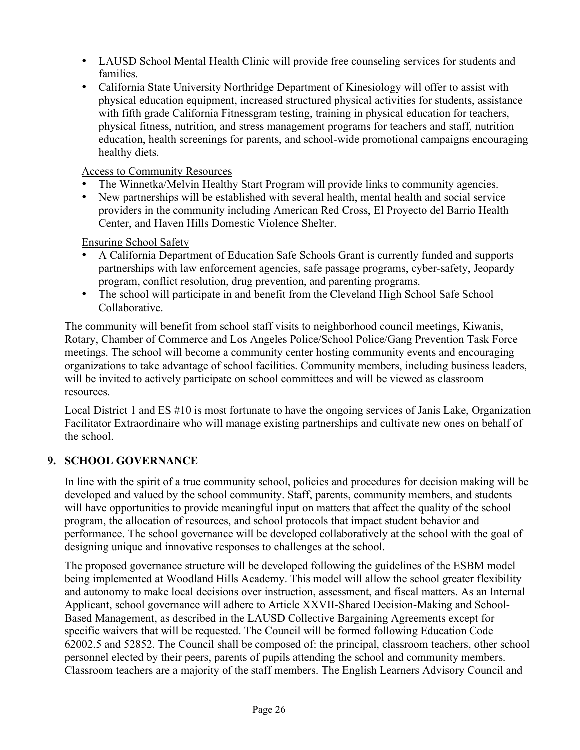- LAUSD School Mental Health Clinic will provide free counseling services for students and families.
- California State University Northridge Department of Kinesiology will offer to assist with physical education equipment, increased structured physical activities for students, assistance with fifth grade California Fitnessgram testing, training in physical education for teachers, physical fitness, nutrition, and stress management programs for teachers and staff, nutrition education, health screenings for parents, and school-wide promotional campaigns encouraging healthy diets.

Access to Community Resources

- The Winnetka/Melvin Healthy Start Program will provide links to community agencies.
- New partnerships will be established with several health, mental health and social service providers in the community including American Red Cross, El Proyecto del Barrio Health Center, and Haven Hills Domestic Violence Shelter.

Ensuring School Safety

- A California Department of Education Safe Schools Grant is currently funded and supports partnerships with law enforcement agencies, safe passage programs, cyber-safety, Jeopardy program, conflict resolution, drug prevention, and parenting programs.
- The school will participate in and benefit from the Cleveland High School Safe School Collaborative.

The community will benefit from school staff visits to neighborhood council meetings, Kiwanis, Rotary, Chamber of Commerce and Los Angeles Police/School Police/Gang Prevention Task Force meetings. The school will become a community center hosting community events and encouraging organizations to take advantage of school facilities. Community members, including business leaders, will be invited to actively participate on school committees and will be viewed as classroom resources.

Local District 1 and ES #10 is most fortunate to have the ongoing services of Janis Lake, Organization Facilitator Extraordinaire who will manage existing partnerships and cultivate new ones on behalf of the school.

## 9. SCHOOL GOVERNANCE

In line with the spirit of a true community school, policies and procedures for decision making will be developed and valued by the school community. Staff, parents, community members, and students will have opportunities to provide meaningful input on matters that affect the quality of the school program, the allocation of resources, and school protocols that impact student behavior and performance. The school governance will be developed collaboratively at the school with the goal of designing unique and innovative responses to challenges at the school.

The proposed governance structure will be developed following the guidelines of the ESBM model being implemented at Woodland Hills Academy. This model will allow the school greater flexibility and autonomy to make local decisions over instruction, assessment, and fiscal matters. As an Internal Applicant, school governance will adhere to Article XXVII-Shared Decision-Making and School-Based Management, as described in the LAUSD Collective Bargaining Agreements except for specific waivers that will be requested. The Council will be formed following Education Code 62002.5 and 52852. The Council shall be composed of: the principal, classroom teachers, other school personnel elected by their peers, parents of pupils attending the school and community members. Classroom teachers are a majority of the staff members. The English Learners Advisory Council and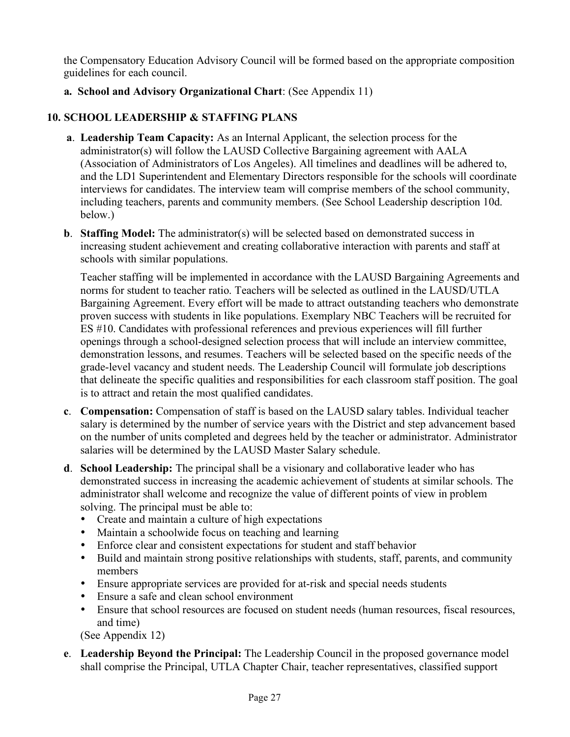the Compensatory Education Advisory Council will be formed based on the appropriate composition guidelines for each council.

**a. School and Advisory Organizational Chart**: (See Appendix 11)

## 10. SCHOOL LEADERSHIP & STAFFING PLANS

**a**. **Leadership Team Capacity:** As an Internal Applicant, the selection process for the administrator(s) will follow the LAUSD Collective Bargaining agreement with AALA (Association of Administrators of Los Angeles). All timelines and deadlines will be adhered to, and the LD1 Superintendent and Elementary Directors responsible for the schools will coordinate interviews for candidates. The interview team will comprise members of the school community, including teachers, parents and community members. (See School Leadership description 10d. below.)

**b**. **Staffing Model:** The administrator(s) will be selected based on demonstrated success in increasing student achievement and creating collaborative interaction with parents and staff at schools with similar populations.

Teacher staffing will be implemented in accordance with the LAUSD Bargaining Agreements and norms for student to teacher ratio. Teachers will be selected as outlined in the LAUSD/UTLA Bargaining Agreement. Every effort will be made to attract outstanding teachers who demonstrate proven success with students in like populations. Exemplary NBC Teachers will be recruited for ES #10. Candidates with professional references and previous experiences will fill further openings through a school-designed selection process that will include an interview committee, demonstration lessons, and resumes. Teachers will be selected based on the specific needs of the grade-level vacancy and student needs. The Leadership Council will formulate job descriptions that delineate the specific qualities and responsibilities for each classroom staff position. The goal is to attract and retain the most qualified candidates.

**c**. **Compensation:** Compensation of staff is based on the LAUSD salary tables. Individual teacher salary is determined by the number of service years with the District and step advancement based on the number of units completed and degrees held by the teacher or administrator. Administrator salaries will be determined by the LAUSD Master Salary schedule.

**d**. **School Leadership:** The principal shall be a visionary and collaborative leader who has demonstrated success in increasing the academic achievement of students at similar schools. The administrator shall welcome and recognize the value of different points of view in problem solving. The principal must be able to:

- Create and maintain a culture of high expectations
- Maintain a schoolwide focus on teaching and learning
- Enforce clear and consistent expectations for student and staff behavior
- Build and maintain strong positive relationships with students, staff, parents, and community members
- Ensure appropriate services are provided for at-risk and special needs students
- Ensure a safe and clean school environment
- Ensure that school resources are focused on student needs (human resources, fiscal resources, and time)

(See Appendix 12)

**e**. **Leadership Beyond the Principal:** The Leadership Council in the proposed governance model shall comprise the Principal, UTLA Chapter Chair, teacher representatives, classified support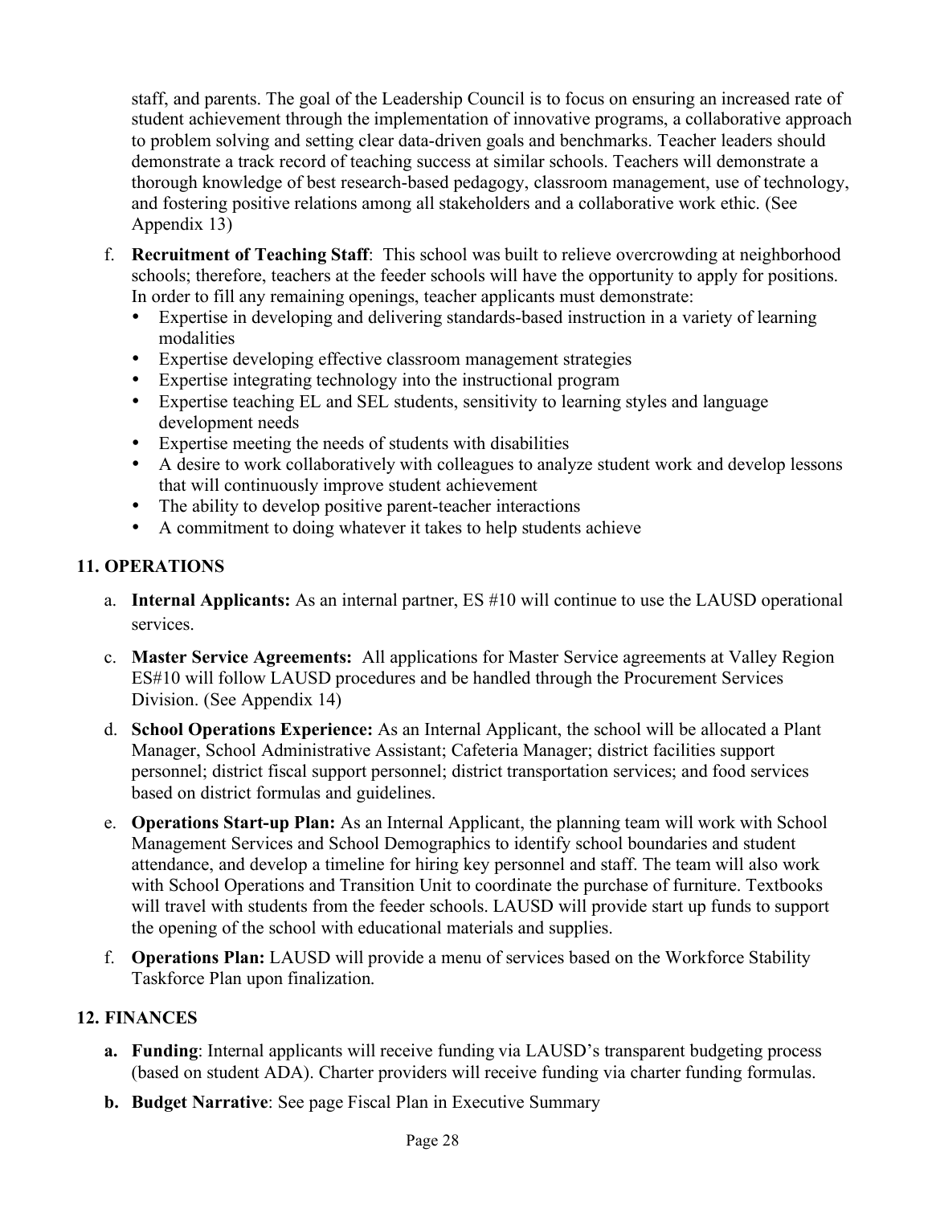staff, and parents. The goal of the Leadership Council is to focus on ensuring an increased rate of student achievement through the implementation of innovative programs, a collaborative approach to problem solving and setting clear data-driven goals and benchmarks. Teacher leaders should demonstrate a track record of teaching success at similar schools. Teachers will demonstrate a thorough knowledge of best research-based pedagogy, classroom management, use of technology, and fostering positive relations among all stakeholders and a collaborative work ethic. (See Appendix 13)

f. **Recruitment of Teaching Staff**: This school was built to relieve overcrowding at neighborhood schools; therefore, teachers at the feeder schools will have the opportunity to apply for positions. In order to fill any remaining openings, teacher applicants must demonstrate:
   - Expertise in developing and delivering standards-based instruction in a variety of learning modalities
   - Expertise developing effective classroom management strategies
   - Expertise integrating technology into the instructional program
   - Expertise teaching EL and SEL students, sensitivity to learning styles and language development needs
   - Expertise meeting the needs of students with disabilities
   - A desire to work collaboratively with colleagues to analyze student work and develop lessons that will continuously improve student achievement
   - The ability to develop positive parent-teacher interactions
   - A commitment to doing whatever it takes to help students achieve

## 11. OPERATIONS

a. **Internal Applicants:** As an internal partner, ES #10 will continue to use the LAUSD operational services.

c. **Master Service Agreements:** All applications for Master Service agreements at Valley Region ES#10 will follow LAUSD procedures and be handled through the Procurement Services Division. (See Appendix 14)

d. **School Operations Experience:** As an Internal Applicant, the school will be allocated a Plant Manager, School Administrative Assistant; Cafeteria Manager; district facilities support personnel; district fiscal support personnel; district transportation services; and food services based on district formulas and guidelines.

e. **Operations Start-up Plan:** As an Internal Applicant, the planning team will work with School Management Services and School Demographics to identify school boundaries and student attendance, and develop a timeline for hiring key personnel and staff. The team will also work with School Operations and Transition Unit to coordinate the purchase of furniture. Textbooks will travel with students from the feeder schools. LAUSD will provide start up funds to support the opening of the school with educational materials and supplies.

f. **Operations Plan:** LAUSD will provide a menu of services based on the Workforce Stability Taskforce Plan upon finalization.

## 12. FINANCES

**a. Funding**: Internal applicants will receive funding via LAUSD's transparent budgeting process (based on student ADA). Charter providers will receive funding via charter funding formulas.

**b. Budget Narrative**: See page Fiscal Plan in Executive Summary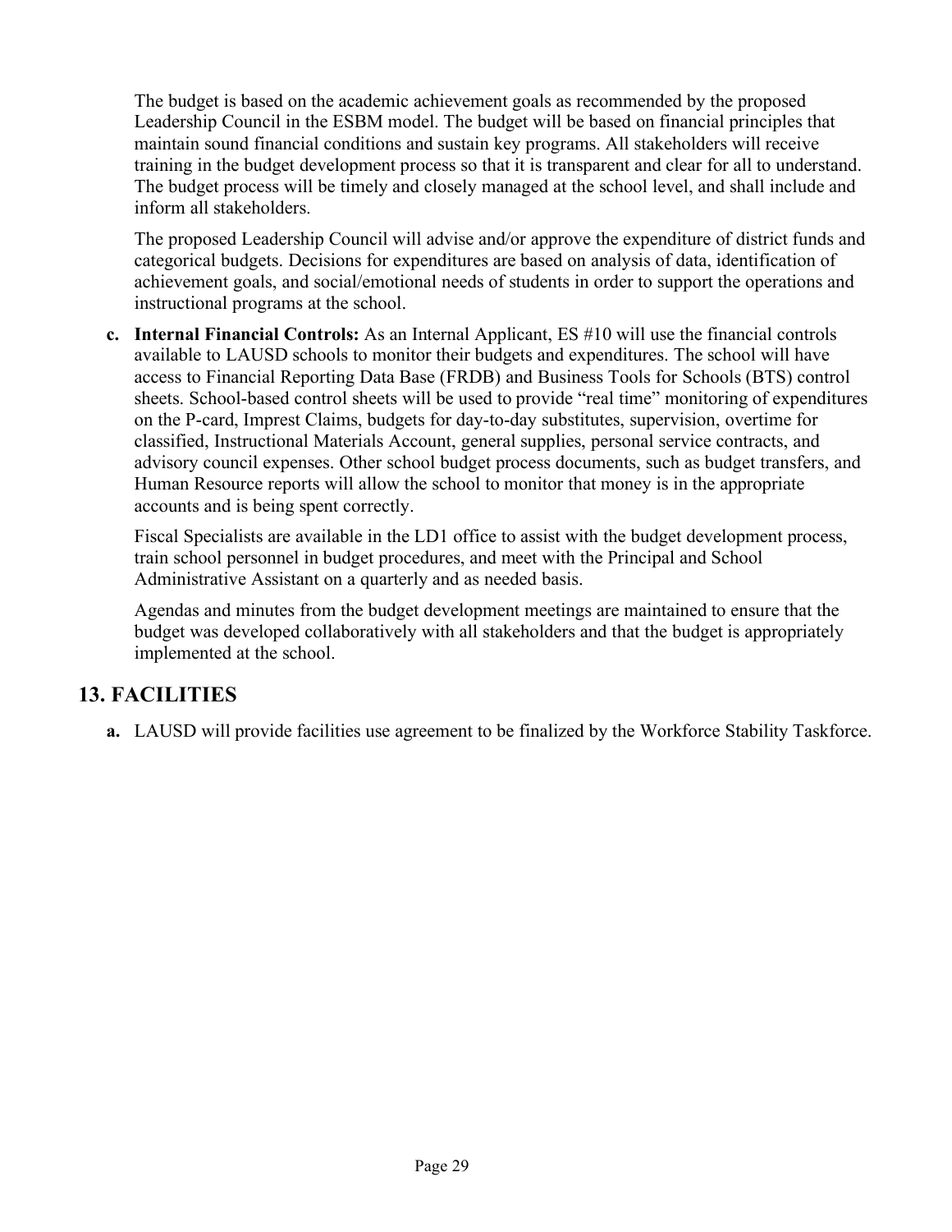The budget is based on the academic achievement goals as recommended by the proposed Leadership Council in the ESBM model. The budget will be based on financial principles that maintain sound financial conditions and sustain key programs. All stakeholders will receive training in the budget development process so that it is transparent and clear for all to understand. The budget process will be timely and closely managed at the school level, and shall include and inform all stakeholders.

The proposed Leadership Council will advise and/or approve the expenditure of district funds and categorical budgets. Decisions for expenditures are based on analysis of data, identification of achievement goals, and social/emotional needs of students in order to support the operations and instructional programs at the school.

**c. Internal Financial Controls:** As an Internal Applicant, ES #10 will use the financial controls available to LAUSD schools to monitor their budgets and expenditures. The school will have access to Financial Reporting Data Base (FRDB) and Business Tools for Schools (BTS) control sheets. School-based control sheets will be used to provide "real time" monitoring of expenditures on the P-card, Imprest Claims, budgets for day-to-day substitutes, supervision, overtime for classified, Instructional Materials Account, general supplies, personal service contracts, and advisory council expenses. Other school budget process documents, such as budget transfers, and Human Resource reports will allow the school to monitor that money is in the appropriate accounts and is being spent correctly.

Fiscal Specialists are available in the LD1 office to assist with the budget development process, train school personnel in budget procedures, and meet with the Principal and School Administrative Assistant on a quarterly and as needed basis.

Agendas and minutes from the budget development meetings are maintained to ensure that the budget was developed collaboratively with all stakeholders and that the budget is appropriately implemented at the school.

## 13. FACILITIES

**a.** LAUSD will provide facilities use agreement to be finalized by the Workforce Stability Taskforce.